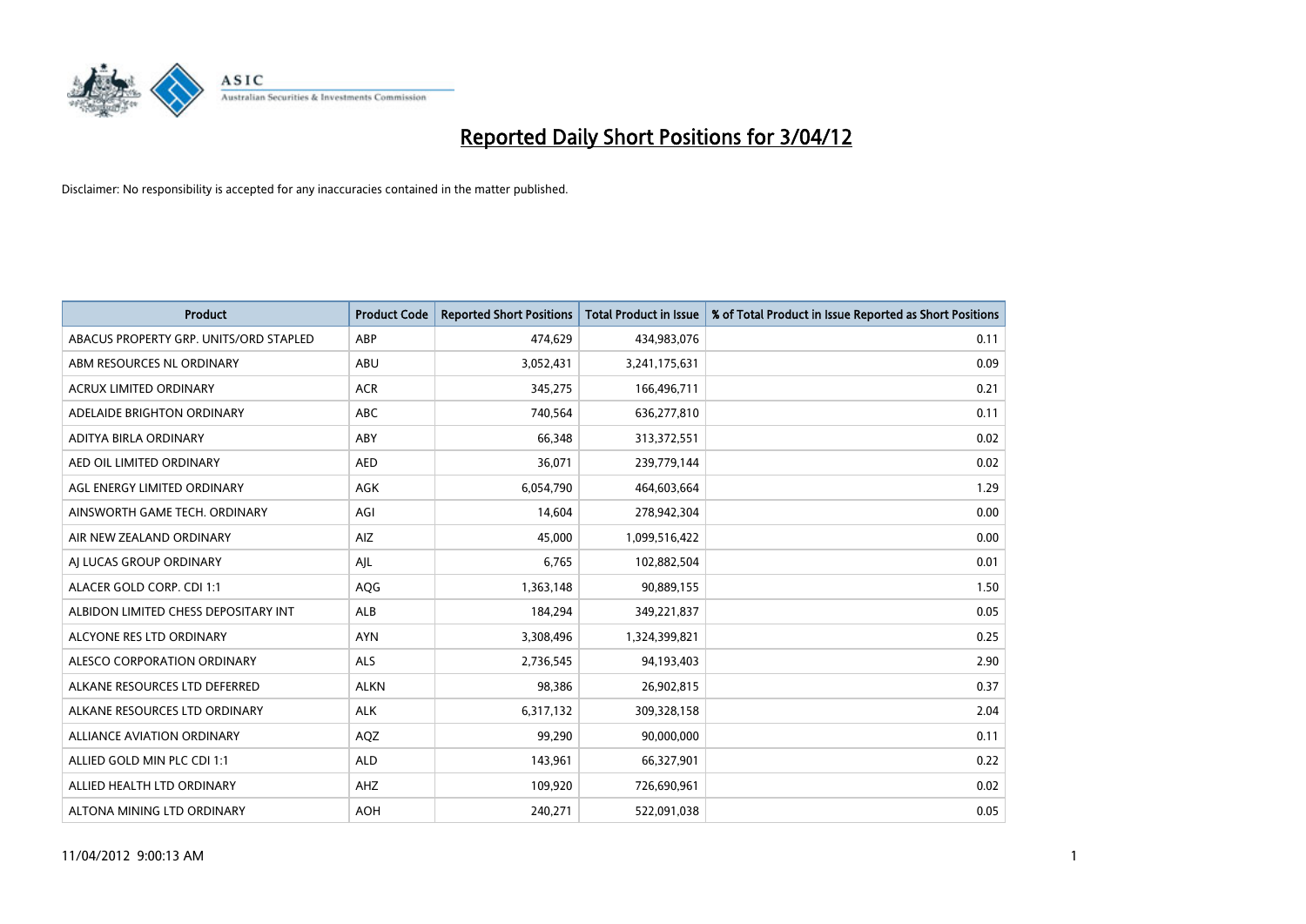# Reported Daily Short Positions for 3/04/12

Disclaimer: No responsibility is accepted for any inaccuracies contained in the matter published.

| Product | Product Code | Reported Short Positions | Total Product in Issue | % of Total Product in Issue Reported as Short Positions |
|---|---|---|---|---|
| ABACUS PROPERTY GRP. UNITS/ORD STAPLED | ABP | 474,629 | 434,983,076 | 0.11 |
| ABM RESOURCES NL ORDINARY | ABU | 3,052,431 | 3,241,175,631 | 0.09 |
| ACRUX LIMITED ORDINARY | ACR | 345,275 | 166,496,711 | 0.21 |
| ADELAIDE BRIGHTON ORDINARY | ABC | 740,564 | 636,277,810 | 0.11 |
| ADITYA BIRLA ORDINARY | ABY | 66,348 | 313,372,551 | 0.02 |
| AED OIL LIMITED ORDINARY | AED | 36,071 | 239,779,144 | 0.02 |
| AGL ENERGY LIMITED ORDINARY | AGK | 6,054,790 | 464,603,664 | 1.29 |
| AINSWORTH GAME TECH. ORDINARY | AGI | 14,604 | 278,942,304 | 0.00 |
| AIR NEW ZEALAND ORDINARY | AIZ | 45,000 | 1,099,516,422 | 0.00 |
| AJ LUCAS GROUP ORDINARY | AJL | 6,765 | 102,882,504 | 0.01 |
| ALACER GOLD CORP. CDI 1:1 | AQG | 1,363,148 | 90,889,155 | 1.50 |
| ALBIDON LIMITED CHESS DEPOSITARY INT | ALB | 184,294 | 349,221,837 | 0.05 |
| ALCYONE RES LTD ORDINARY | AYN | 3,308,496 | 1,324,399,821 | 0.25 |
| ALESCO CORPORATION ORDINARY | ALS | 2,736,545 | 94,193,403 | 2.90 |
| ALKANE RESOURCES LTD DEFERRED | ALKN | 98,386 | 26,902,815 | 0.37 |
| ALKANE RESOURCES LTD ORDINARY | ALK | 6,317,132 | 309,328,158 | 2.04 |
| ALLIANCE AVIATION ORDINARY | AQZ | 99,290 | 90,000,000 | 0.11 |
| ALLIED GOLD MIN PLC CDI 1:1 | ALD | 143,961 | 66,327,901 | 0.22 |
| ALLIED HEALTH LTD ORDINARY | AHZ | 109,920 | 726,690,961 | 0.02 |
| ALTONA MINING LTD ORDINARY | AOH | 240,271 | 522,091,038 | 0.05 |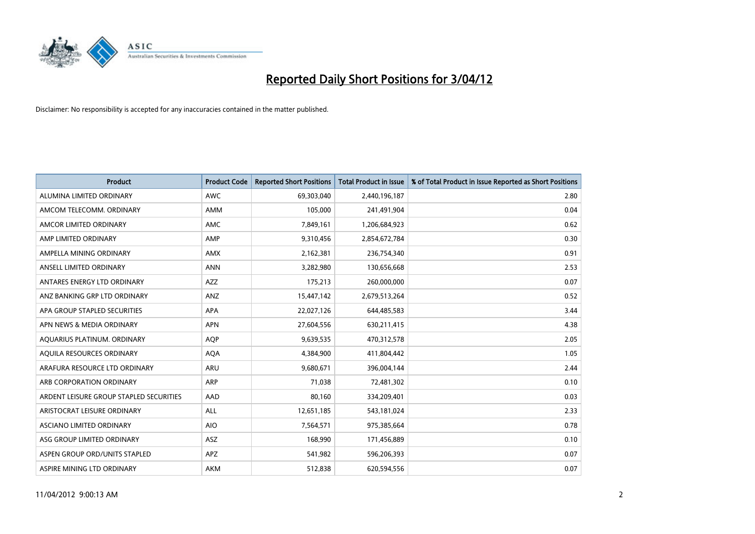# Reported Daily Short Positions for 3/04/12

Disclaimer: No responsibility is accepted for any inaccuracies contained in the matter published.

| Product | Product Code | Reported Short Positions | Total Product in Issue | % of Total Product in Issue Reported as Short Positions |
|---|---|---|---|---|
| ALUMINA LIMITED ORDINARY | AWC | 69,303,040 | 2,440,196,187 | 2.80 |
| AMCOM TELECOMM. ORDINARY | AMM | 105,000 | 241,491,904 | 0.04 |
| AMCOR LIMITED ORDINARY | AMC | 7,849,161 | 1,206,684,923 | 0.62 |
| AMP LIMITED ORDINARY | AMP | 9,310,456 | 2,854,672,784 | 0.30 |
| AMPELLA MINING ORDINARY | AMX | 2,162,381 | 236,754,340 | 0.91 |
| ANSELL LIMITED ORDINARY | ANN | 3,282,980 | 130,656,668 | 2.53 |
| ANTARES ENERGY LTD ORDINARY | AZZ | 175,213 | 260,000,000 | 0.07 |
| ANZ BANKING GRP LTD ORDINARY | ANZ | 15,447,142 | 2,679,513,264 | 0.52 |
| APA GROUP STAPLED SECURITIES | APA | 22,027,126 | 644,485,583 | 3.44 |
| APN NEWS & MEDIA ORDINARY | APN | 27,604,556 | 630,211,415 | 4.38 |
| AQUARIUS PLATINUM. ORDINARY | AQP | 9,639,535 | 470,312,578 | 2.05 |
| AQUILA RESOURCES ORDINARY | AQA | 4,384,900 | 411,804,442 | 1.05 |
| ARAFURA RESOURCE LTD ORDINARY | ARU | 9,680,671 | 396,004,144 | 2.44 |
| ARB CORPORATION ORDINARY | ARP | 71,038 | 72,481,302 | 0.10 |
| ARDENT LEISURE GROUP STAPLED SECURITIES | AAD | 80,160 | 334,209,401 | 0.03 |
| ARISTOCRAT LEISURE ORDINARY | ALL | 12,651,185 | 543,181,024 | 2.33 |
| ASCIANO LIMITED ORDINARY | AIO | 7,564,571 | 975,385,664 | 0.78 |
| ASG GROUP LIMITED ORDINARY | ASZ | 168,990 | 171,456,889 | 0.10 |
| ASPEN GROUP ORD/UNITS STAPLED | APZ | 541,982 | 596,206,393 | 0.07 |
| ASPIRE MINING LTD ORDINARY | AKM | 512,838 | 620,594,556 | 0.07 |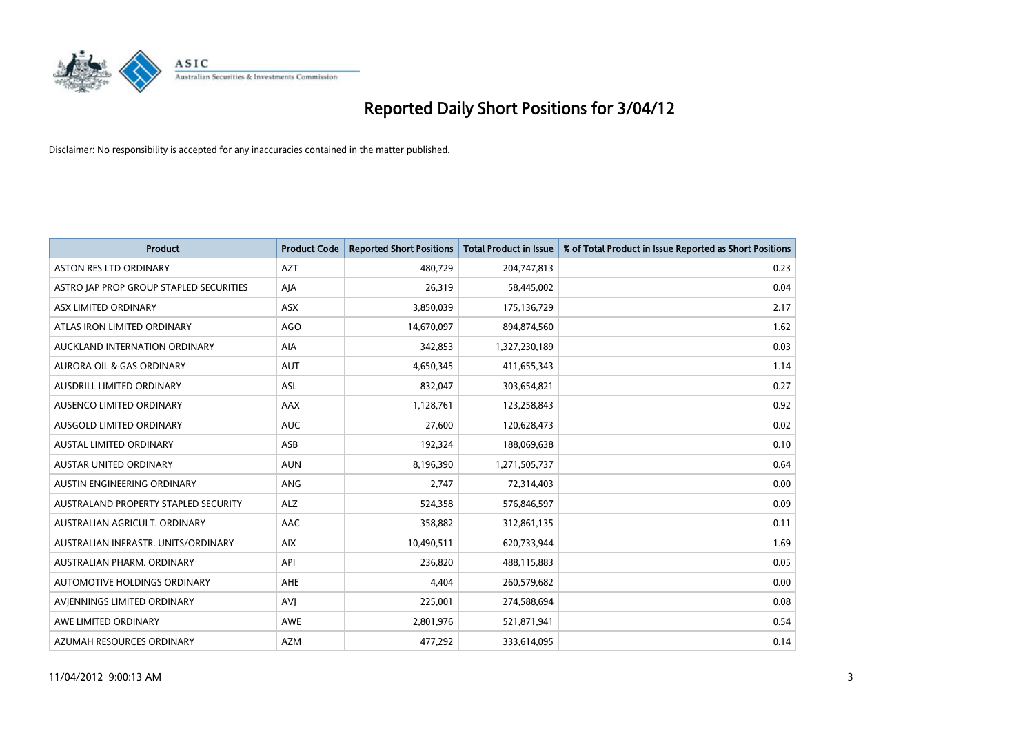# Reported Daily Short Positions for 3/04/12

Disclaimer: No responsibility is accepted for any inaccuracies contained in the matter published.

| Product | Product Code | Reported Short Positions | Total Product in Issue | % of Total Product in Issue Reported as Short Positions |
|---|---|---|---|---|
| ASTON RES LTD ORDINARY | AZT | 480,729 | 204,747,813 | 0.23 |
| ASTRO JAP PROP GROUP STAPLED SECURITIES | AJA | 26,319 | 58,445,002 | 0.04 |
| ASX LIMITED ORDINARY | ASX | 3,850,039 | 175,136,729 | 2.17 |
| ATLAS IRON LIMITED ORDINARY | AGO | 14,670,097 | 894,874,560 | 1.62 |
| AUCKLAND INTERNATION ORDINARY | AIA | 342,853 | 1,327,230,189 | 0.03 |
| AURORA OIL & GAS ORDINARY | AUT | 4,650,345 | 411,655,343 | 1.14 |
| AUSDRILL LIMITED ORDINARY | ASL | 832,047 | 303,654,821 | 0.27 |
| AUSENCO LIMITED ORDINARY | AAX | 1,128,761 | 123,258,843 | 0.92 |
| AUSGOLD LIMITED ORDINARY | AUC | 27,600 | 120,628,473 | 0.02 |
| AUSTAL LIMITED ORDINARY | ASB | 192,324 | 188,069,638 | 0.10 |
| AUSTAR UNITED ORDINARY | AUN | 8,196,390 | 1,271,505,737 | 0.64 |
| AUSTIN ENGINEERING ORDINARY | ANG | 2,747 | 72,314,403 | 0.00 |
| AUSTRALAND PROPERTY STAPLED SECURITY | ALZ | 524,358 | 576,846,597 | 0.09 |
| AUSTRALIAN AGRICULT. ORDINARY | AAC | 358,882 | 312,861,135 | 0.11 |
| AUSTRALIAN INFRASTR. UNITS/ORDINARY | AIX | 10,490,511 | 620,733,944 | 1.69 |
| AUSTRALIAN PHARM. ORDINARY | API | 236,820 | 488,115,883 | 0.05 |
| AUTOMOTIVE HOLDINGS ORDINARY | AHE | 4,404 | 260,579,682 | 0.00 |
| AVJENNINGS LIMITED ORDINARY | AVJ | 225,001 | 274,588,694 | 0.08 |
| AWE LIMITED ORDINARY | AWE | 2,801,976 | 521,871,941 | 0.54 |
| AZUMAH RESOURCES ORDINARY | AZM | 477,292 | 333,614,095 | 0.14 |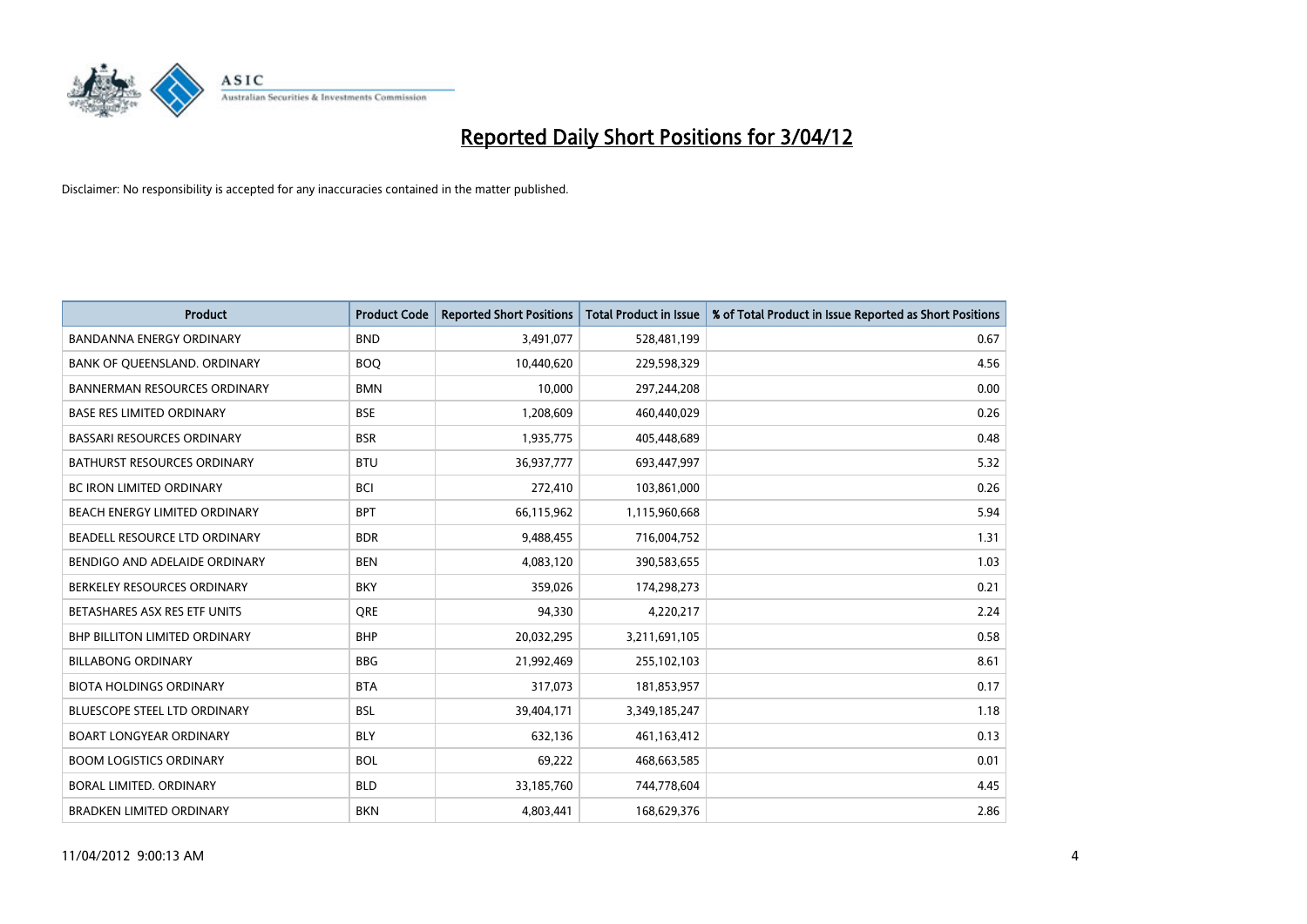# Reported Daily Short Positions for 3/04/12

Disclaimer: No responsibility is accepted for any inaccuracies contained in the matter published.

| Product | Product Code | Reported Short Positions | Total Product in Issue | % of Total Product in Issue Reported as Short Positions |
| --- | --- | --- | --- | --- |
| BANDANNA ENERGY ORDINARY | BND | 3,491,077 | 528,481,199 | 0.67 |
| BANK OF QUEENSLAND. ORDINARY | BOQ | 10,440,620 | 229,598,329 | 4.56 |
| BANNERMAN RESOURCES ORDINARY | BMN | 10,000 | 297,244,208 | 0.00 |
| BASE RES LIMITED ORDINARY | BSE | 1,208,609 | 460,440,029 | 0.26 |
| BASSARI RESOURCES ORDINARY | BSR | 1,935,775 | 405,448,689 | 0.48 |
| BATHURST RESOURCES ORDINARY | BTU | 36,937,777 | 693,447,997 | 5.32 |
| BC IRON LIMITED ORDINARY | BCI | 272,410 | 103,861,000 | 0.26 |
| BEACH ENERGY LIMITED ORDINARY | BPT | 66,115,962 | 1,115,960,668 | 5.94 |
| BEADELL RESOURCE LTD ORDINARY | BDR | 9,488,455 | 716,004,752 | 1.31 |
| BENDIGO AND ADELAIDE ORDINARY | BEN | 4,083,120 | 390,583,655 | 1.03 |
| BERKELEY RESOURCES ORDINARY | BKY | 359,026 | 174,298,273 | 0.21 |
| BETASHARES ASX RES ETF UNITS | QRE | 94,330 | 4,220,217 | 2.24 |
| BHP BILLITON LIMITED ORDINARY | BHP | 20,032,295 | 3,211,691,105 | 0.58 |
| BILLABONG ORDINARY | BBG | 21,992,469 | 255,102,103 | 8.61 |
| BIOTA HOLDINGS ORDINARY | BTA | 317,073 | 181,853,957 | 0.17 |
| BLUESCOPE STEEL LTD ORDINARY | BSL | 39,404,171 | 3,349,185,247 | 1.18 |
| BOART LONGYEAR ORDINARY | BLY | 632,136 | 461,163,412 | 0.13 |
| BOOM LOGISTICS ORDINARY | BOL | 69,222 | 468,663,585 | 0.01 |
| BORAL LIMITED. ORDINARY | BLD | 33,185,760 | 744,778,604 | 4.45 |
| BRADKEN LIMITED ORDINARY | BKN | 4,803,441 | 168,629,376 | 2.86 |

11/04/2012 9:00:13 AM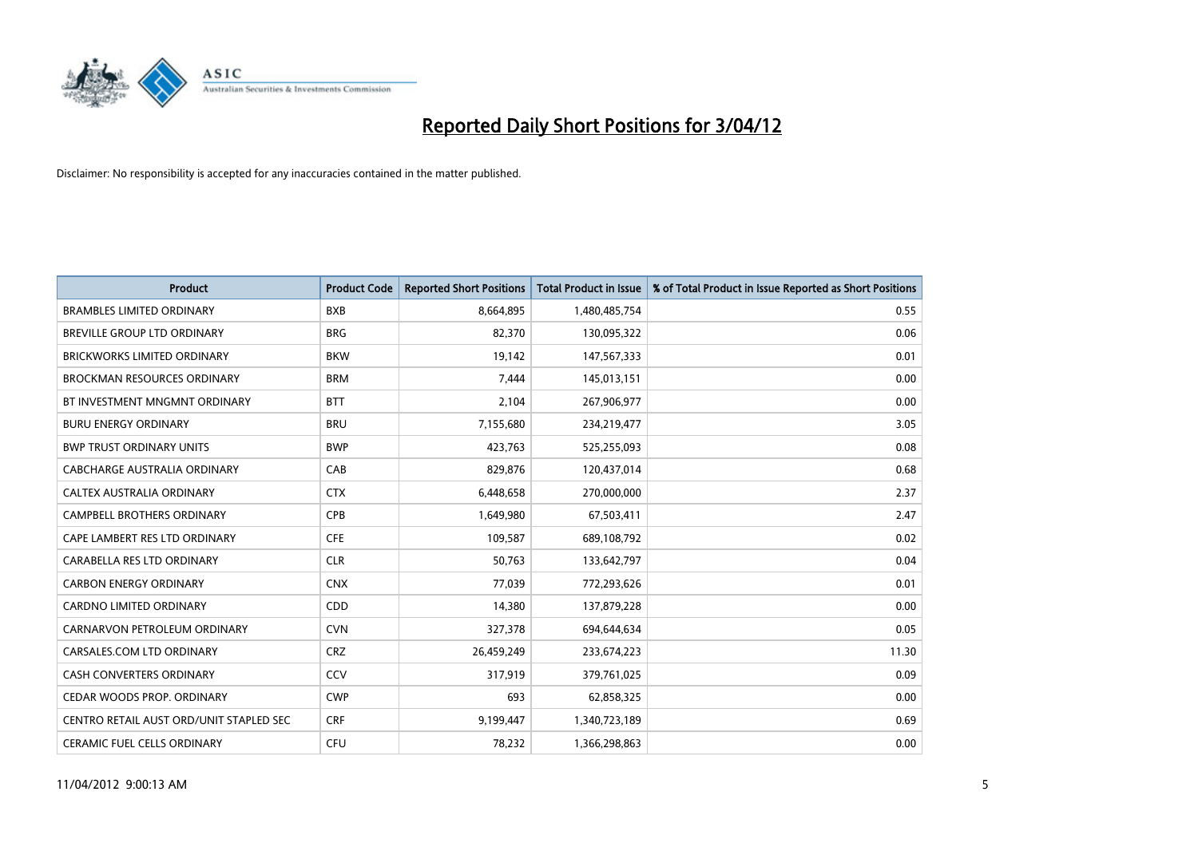# Reported Daily Short Positions for 3/04/12

Disclaimer: No responsibility is accepted for any inaccuracies contained in the matter published.

| Product | Product Code | Reported Short Positions | Total Product in Issue | % of Total Product in Issue Reported as Short Positions |
|---|---|---|---|---|
| BRAMBLES LIMITED ORDINARY | BXB | 8,664,895 | 1,480,485,754 | 0.55 |
| BREVILLE GROUP LTD ORDINARY | BRG | 82,370 | 130,095,322 | 0.06 |
| BRICKWORKS LIMITED ORDINARY | BKW | 19,142 | 147,567,333 | 0.01 |
| BROCKMAN RESOURCES ORDINARY | BRM | 7,444 | 145,013,151 | 0.00 |
| BT INVESTMENT MNGMNT ORDINARY | BTT | 2,104 | 267,906,977 | 0.00 |
| BURU ENERGY ORDINARY | BRU | 7,155,680 | 234,219,477 | 3.05 |
| BWP TRUST ORDINARY UNITS | BWP | 423,763 | 525,255,093 | 0.08 |
| CABCHARGE AUSTRALIA ORDINARY | CAB | 829,876 | 120,437,014 | 0.68 |
| CALTEX AUSTRALIA ORDINARY | CTX | 6,448,658 | 270,000,000 | 2.37 |
| CAMPBELL BROTHERS ORDINARY | CPB | 1,649,980 | 67,503,411 | 2.47 |
| CAPE LAMBERT RES LTD ORDINARY | CFE | 109,587 | 689,108,792 | 0.02 |
| CARABELLA RES LTD ORDINARY | CLR | 50,763 | 133,642,797 | 0.04 |
| CARBON ENERGY ORDINARY | CNX | 77,039 | 772,293,626 | 0.01 |
| CARDNO LIMITED ORDINARY | CDD | 14,380 | 137,879,228 | 0.00 |
| CARNARVON PETROLEUM ORDINARY | CVN | 327,378 | 694,644,634 | 0.05 |
| CARSALES.COM LTD ORDINARY | CRZ | 26,459,249 | 233,674,223 | 11.30 |
| CASH CONVERTERS ORDINARY | CCV | 317,919 | 379,761,025 | 0.09 |
| CEDAR WOODS PROP. ORDINARY | CWP | 693 | 62,858,325 | 0.00 |
| CENTRO RETAIL AUST ORD/UNIT STAPLED SEC | CRF | 9,199,447 | 1,340,723,189 | 0.69 |
| CERAMIC FUEL CELLS ORDINARY | CFU | 78,232 | 1,366,298,863 | 0.00 |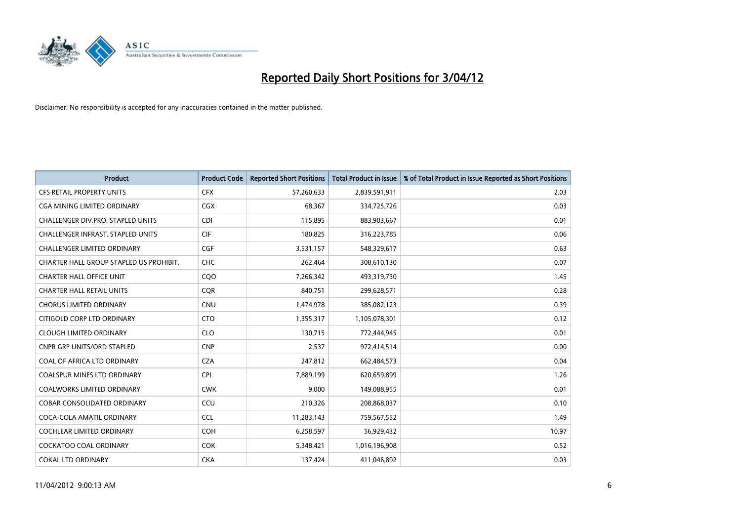# Reported Daily Short Positions for 3/04/12

Disclaimer: No responsibility is accepted for any inaccuracies contained in the matter published.

| Product | Product Code | Reported Short Positions | Total Product in Issue | % of Total Product in Issue Reported as Short Positions |
|---|---|---|---|---|
| CFS RETAIL PROPERTY UNITS | CFX | 57,260,633 | 2,839,591,911 | 2.03 |
| CGA MINING LIMITED ORDINARY | CGX | 68,367 | 334,725,726 | 0.03 |
| CHALLENGER DIV.PRO. STAPLED UNITS | CDI | 115,895 | 883,903,667 | 0.01 |
| CHALLENGER INFRAST. STAPLED UNITS | CIF | 180,825 | 316,223,785 | 0.06 |
| CHALLENGER LIMITED ORDINARY | CGF | 3,531,157 | 548,329,617 | 0.63 |
| CHARTER HALL GROUP STAPLED US PROHIBIT. | CHC | 262,464 | 308,610,130 | 0.07 |
| CHARTER HALL OFFICE UNIT | CQO | 7,266,342 | 493,319,730 | 1.45 |
| CHARTER HALL RETAIL UNITS | CQR | 840,751 | 299,628,571 | 0.28 |
| CHORUS LIMITED ORDINARY | CNU | 1,474,978 | 385,082,123 | 0.39 |
| CITIGOLD CORP LTD ORDINARY | CTO | 1,355,317 | 1,105,078,301 | 0.12 |
| CLOUGH LIMITED ORDINARY | CLO | 130,715 | 772,444,945 | 0.01 |
| CNPR GRP UNITS/ORD STAPLED | CNP | 2,537 | 972,414,514 | 0.00 |
| COAL OF AFRICA LTD ORDINARY | CZA | 247,812 | 662,484,573 | 0.04 |
| COALSPUR MINES LTD ORDINARY | CPL | 7,889,199 | 620,659,899 | 1.26 |
| COALWORKS LIMITED ORDINARY | CWK | 9,000 | 149,088,955 | 0.01 |
| COBAR CONSOLIDATED ORDINARY | CCU | 210,326 | 208,868,037 | 0.10 |
| COCA-COLA AMATIL ORDINARY | CCL | 11,283,143 | 759,567,552 | 1.49 |
| COCHLEAR LIMITED ORDINARY | COH | 6,258,597 | 56,929,432 | 10.97 |
| COCKATOO COAL ORDINARY | COK | 5,348,421 | 1,016,196,908 | 0.52 |
| COKAL LTD ORDINARY | CKA | 137,424 | 411,046,892 | 0.03 |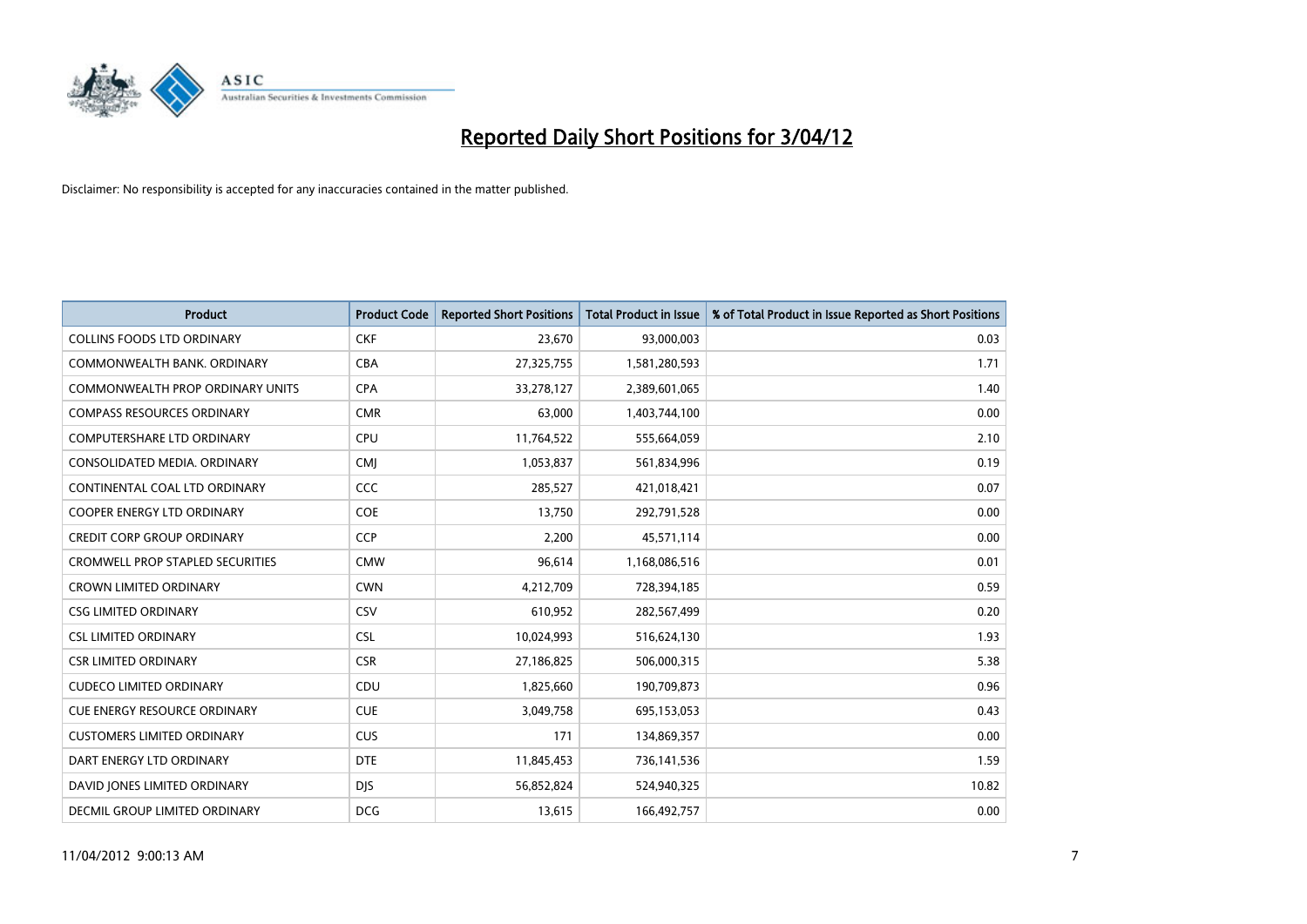# Reported Daily Short Positions for 3/04/12

Disclaimer: No responsibility is accepted for any inaccuracies contained in the matter published.

| Product | Product Code | Reported Short Positions | Total Product in Issue | % of Total Product in Issue Reported as Short Positions |
|---|---|---|---|---|
| COLLINS FOODS LTD ORDINARY | CKF | 23,670 | 93,000,003 | 0.03 |
| COMMONWEALTH BANK. ORDINARY | CBA | 27,325,755 | 1,581,280,593 | 1.71 |
| COMMONWEALTH PROP ORDINARY UNITS | CPA | 33,278,127 | 2,389,601,065 | 1.40 |
| COMPASS RESOURCES ORDINARY | CMR | 63,000 | 1,403,744,100 | 0.00 |
| COMPUTERSHARE LTD ORDINARY | CPU | 11,764,522 | 555,664,059 | 2.10 |
| CONSOLIDATED MEDIA. ORDINARY | CMJ | 1,053,837 | 561,834,996 | 0.19 |
| CONTINENTAL COAL LTD ORDINARY | CCC | 285,527 | 421,018,421 | 0.07 |
| COOPER ENERGY LTD ORDINARY | COE | 13,750 | 292,791,528 | 0.00 |
| CREDIT CORP GROUP ORDINARY | CCP | 2,200 | 45,571,114 | 0.00 |
| CROMWELL PROP STAPLED SECURITIES | CMW | 96,614 | 1,168,086,516 | 0.01 |
| CROWN LIMITED ORDINARY | CWN | 4,212,709 | 728,394,185 | 0.59 |
| CSG LIMITED ORDINARY | CSV | 610,952 | 282,567,499 | 0.20 |
| CSL LIMITED ORDINARY | CSL | 10,024,993 | 516,624,130 | 1.93 |
| CSR LIMITED ORDINARY | CSR | 27,186,825 | 506,000,315 | 5.38 |
| CUDECO LIMITED ORDINARY | CDU | 1,825,660 | 190,709,873 | 0.96 |
| CUE ENERGY RESOURCE ORDINARY | CUE | 3,049,758 | 695,153,053 | 0.43 |
| CUSTOMERS LIMITED ORDINARY | CUS | 171 | 134,869,357 | 0.00 |
| DART ENERGY LTD ORDINARY | DTE | 11,845,453 | 736,141,536 | 1.59 |
| DAVID JONES LIMITED ORDINARY | DJS | 56,852,824 | 524,940,325 | 10.82 |
| DECMIL GROUP LIMITED ORDINARY | DCG | 13,615 | 166,492,757 | 0.00 |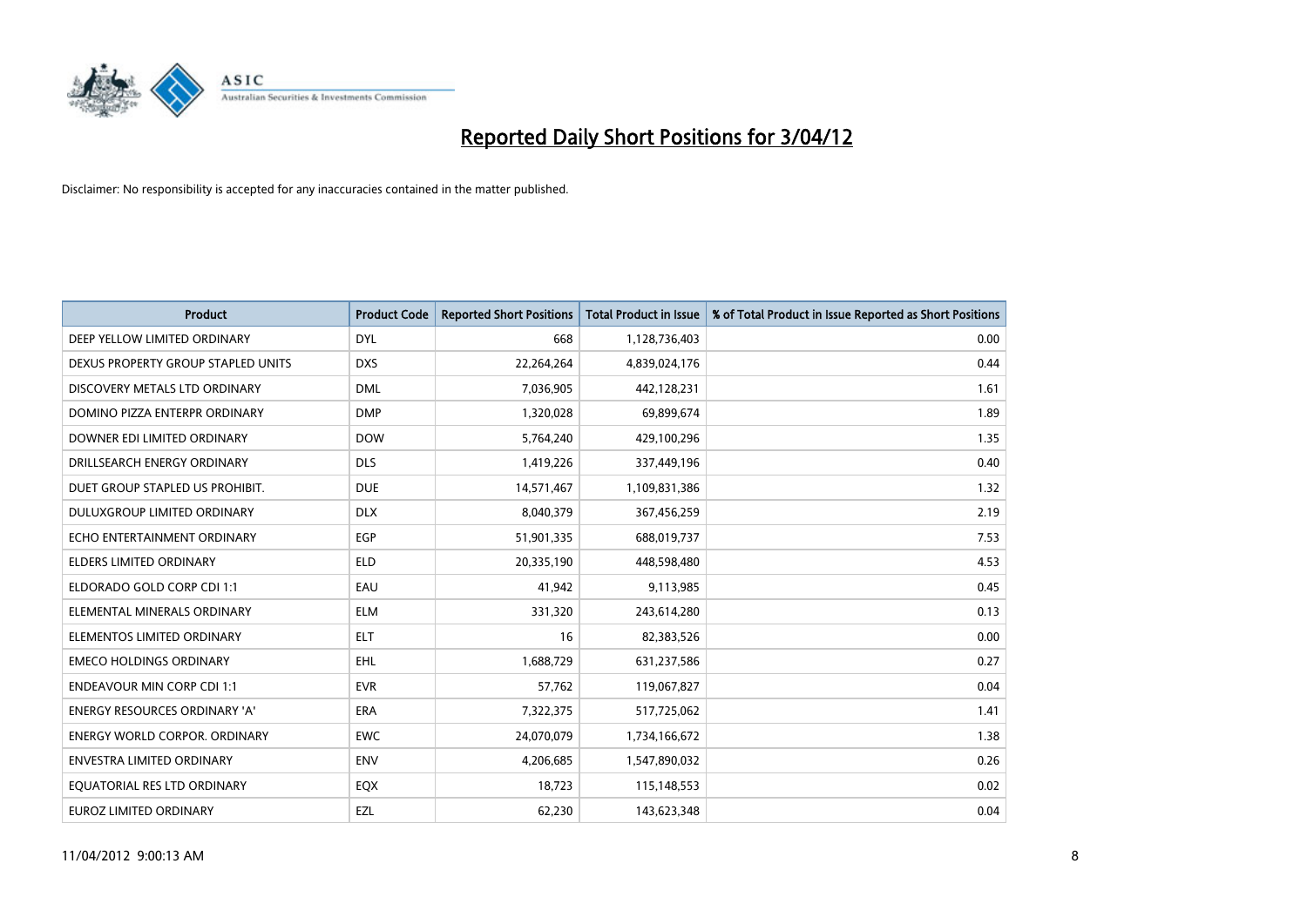# Reported Daily Short Positions for 3/04/12

Disclaimer: No responsibility is accepted for any inaccuracies contained in the matter published.

| Product | Product Code | Reported Short Positions | Total Product in Issue | % of Total Product in Issue Reported as Short Positions |
|---|---|---|---|---|
| DEEP YELLOW LIMITED ORDINARY | DYL | 668 | 1,128,736,403 | 0.00 |
| DEXUS PROPERTY GROUP STAPLED UNITS | DXS | 22,264,264 | 4,839,024,176 | 0.44 |
| DISCOVERY METALS LTD ORDINARY | DML | 7,036,905 | 442,128,231 | 1.61 |
| DOMINO PIZZA ENTERPR ORDINARY | DMP | 1,320,028 | 69,899,674 | 1.89 |
| DOWNER EDI LIMITED ORDINARY | DOW | 5,764,240 | 429,100,296 | 1.35 |
| DRILLSEARCH ENERGY ORDINARY | DLS | 1,419,226 | 337,449,196 | 0.40 |
| DUET GROUP STAPLED US PROHIBIT. | DUE | 14,571,467 | 1,109,831,386 | 1.32 |
| DULUXGROUP LIMITED ORDINARY | DLX | 8,040,379 | 367,456,259 | 2.19 |
| ECHO ENTERTAINMENT ORDINARY | EGP | 51,901,335 | 688,019,737 | 7.53 |
| ELDERS LIMITED ORDINARY | ELD | 20,335,190 | 448,598,480 | 4.53 |
| ELDORADO GOLD CORP CDI 1:1 | EAU | 41,942 | 9,113,985 | 0.45 |
| ELEMENTAL MINERALS ORDINARY | ELM | 331,320 | 243,614,280 | 0.13 |
| ELEMENTOS LIMITED ORDINARY | ELT | 16 | 82,383,526 | 0.00 |
| EMECO HOLDINGS ORDINARY | EHL | 1,688,729 | 631,237,586 | 0.27 |
| ENDEAVOUR MIN CORP CDI 1:1 | EVR | 57,762 | 119,067,827 | 0.04 |
| ENERGY RESOURCES ORDINARY 'A' | ERA | 7,322,375 | 517,725,062 | 1.41 |
| ENERGY WORLD CORPOR. ORDINARY | EWC | 24,070,079 | 1,734,166,672 | 1.38 |
| ENVESTRA LIMITED ORDINARY | ENV | 4,206,685 | 1,547,890,032 | 0.26 |
| EQUATORIAL RES LTD ORDINARY | EQX | 18,723 | 115,148,553 | 0.02 |
| EUROZ LIMITED ORDINARY | EZL | 62,230 | 143,623,348 | 0.04 |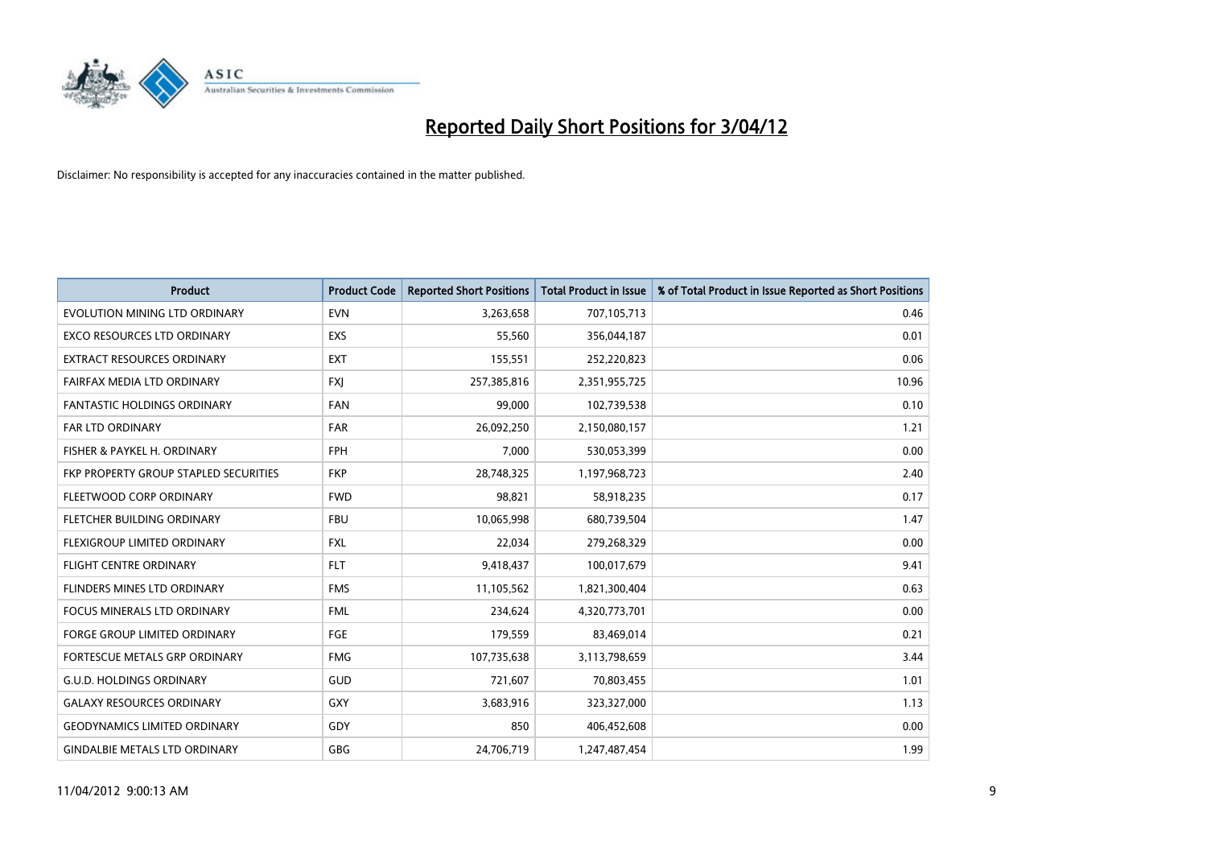# Reported Daily Short Positions for 3/04/12

Disclaimer: No responsibility is accepted for any inaccuracies contained in the matter published.

| Product | Product Code | Reported Short Positions | Total Product in Issue | % of Total Product in Issue Reported as Short Positions |
|---|---|---|---|---|
| EVOLUTION MINING LTD ORDINARY | EVN | 3,263,658 | 707,105,713 | 0.46 |
| EXCO RESOURCES LTD ORDINARY | EXS | 55,560 | 356,044,187 | 0.01 |
| EXTRACT RESOURCES ORDINARY | EXT | 155,551 | 252,220,823 | 0.06 |
| FAIRFAX MEDIA LTD ORDINARY | FXJ | 257,385,816 | 2,351,955,725 | 10.96 |
| FANTASTIC HOLDINGS ORDINARY | FAN | 99,000 | 102,739,538 | 0.10 |
| FAR LTD ORDINARY | FAR | 26,092,250 | 2,150,080,157 | 1.21 |
| FISHER & PAYKEL H. ORDINARY | FPH | 7,000 | 530,053,399 | 0.00 |
| FKP PROPERTY GROUP STAPLED SECURITIES | FKP | 28,748,325 | 1,197,968,723 | 2.40 |
| FLEETWOOD CORP ORDINARY | FWD | 98,821 | 58,918,235 | 0.17 |
| FLETCHER BUILDING ORDINARY | FBU | 10,065,998 | 680,739,504 | 1.47 |
| FLEXIGROUP LIMITED ORDINARY | FXL | 22,034 | 279,268,329 | 0.00 |
| FLIGHT CENTRE ORDINARY | FLT | 9,418,437 | 100,017,679 | 9.41 |
| FLINDERS MINES LTD ORDINARY | FMS | 11,105,562 | 1,821,300,404 | 0.63 |
| FOCUS MINERALS LTD ORDINARY | FML | 234,624 | 4,320,773,701 | 0.00 |
| FORGE GROUP LIMITED ORDINARY | FGE | 179,559 | 83,469,014 | 0.21 |
| FORTESCUE METALS GRP ORDINARY | FMG | 107,735,638 | 3,113,798,659 | 3.44 |
| G.U.D. HOLDINGS ORDINARY | GUD | 721,607 | 70,803,455 | 1.01 |
| GALAXY RESOURCES ORDINARY | GXY | 3,683,916 | 323,327,000 | 1.13 |
| GEODYNAMICS LIMITED ORDINARY | GDY | 850 | 406,452,608 | 0.00 |
| GINDALBIE METALS LTD ORDINARY | GBG | 24,706,719 | 1,247,487,454 | 1.99 |

11/04/2012 9:00:13 AM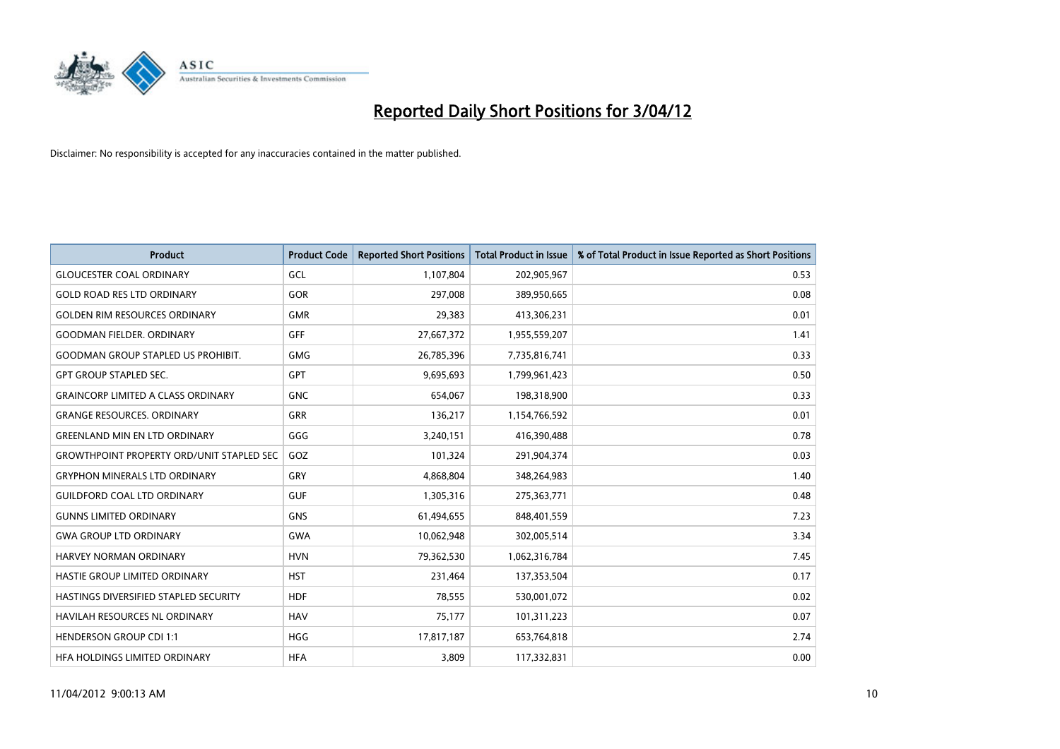# Reported Daily Short Positions for 3/04/12

Disclaimer: No responsibility is accepted for any inaccuracies contained in the matter published.

| Product | Product Code | Reported Short Positions | Total Product in Issue | % of Total Product in Issue Reported as Short Positions |
|---|---|---|---|---|
| GLOUCESTER COAL ORDINARY | GCL | 1,107,804 | 202,905,967 | 0.53 |
| GOLD ROAD RES LTD ORDINARY | GOR | 297,008 | 389,950,665 | 0.08 |
| GOLDEN RIM RESOURCES ORDINARY | GMR | 29,383 | 413,306,231 | 0.01 |
| GOODMAN FIELDER. ORDINARY | GFF | 27,667,372 | 1,955,559,207 | 1.41 |
| GOODMAN GROUP STAPLED US PROHIBIT. | GMG | 26,785,396 | 7,735,816,741 | 0.33 |
| GPT GROUP STAPLED SEC. | GPT | 9,695,693 | 1,799,961,423 | 0.50 |
| GRAINCORP LIMITED A CLASS ORDINARY | GNC | 654,067 | 198,318,900 | 0.33 |
| GRANGE RESOURCES. ORDINARY | GRR | 136,217 | 1,154,766,592 | 0.01 |
| GREENLAND MIN EN LTD ORDINARY | GGG | 3,240,151 | 416,390,488 | 0.78 |
| GROWTHPOINT PROPERTY ORD/UNIT STAPLED SEC | GOZ | 101,324 | 291,904,374 | 0.03 |
| GRYPHON MINERALS LTD ORDINARY | GRY | 4,868,804 | 348,264,983 | 1.40 |
| GUILDFORD COAL LTD ORDINARY | GUF | 1,305,316 | 275,363,771 | 0.48 |
| GUNNS LIMITED ORDINARY | GNS | 61,494,655 | 848,401,559 | 7.23 |
| GWA GROUP LTD ORDINARY | GWA | 10,062,948 | 302,005,514 | 3.34 |
| HARVEY NORMAN ORDINARY | HVN | 79,362,530 | 1,062,316,784 | 7.45 |
| HASTIE GROUP LIMITED ORDINARY | HST | 231,464 | 137,353,504 | 0.17 |
| HASTINGS DIVERSIFIED STAPLED SECURITY | HDF | 78,555 | 530,001,072 | 0.02 |
| HAVILAH RESOURCES NL ORDINARY | HAV | 75,177 | 101,311,223 | 0.07 |
| HENDERSON GROUP CDI 1:1 | HGG | 17,817,187 | 653,764,818 | 2.74 |
| HFA HOLDINGS LIMITED ORDINARY | HFA | 3,809 | 117,332,831 | 0.00 |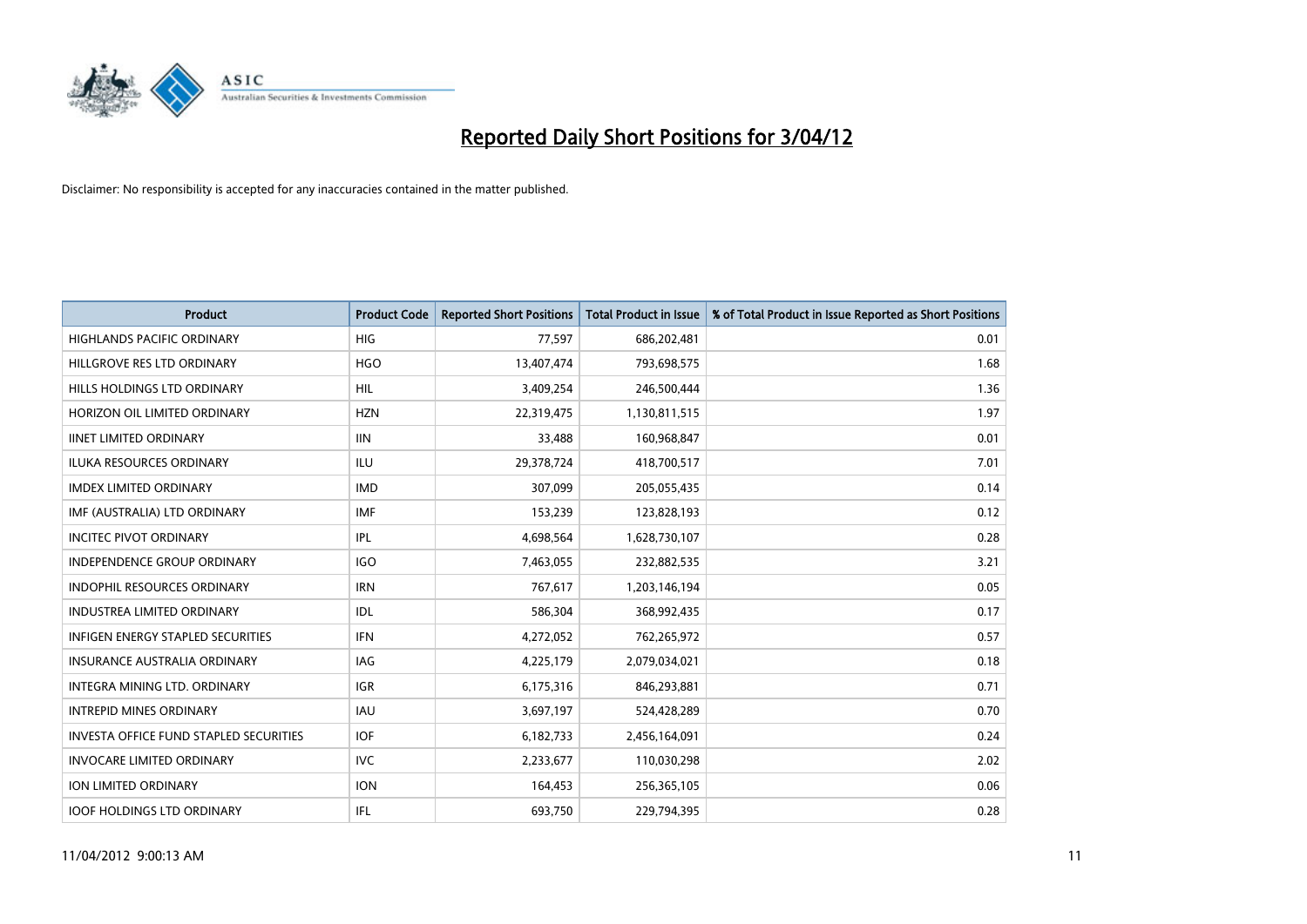# Reported Daily Short Positions for 3/04/12

Disclaimer: No responsibility is accepted for any inaccuracies contained in the matter published.

| Product | Product Code | Reported Short Positions | Total Product in Issue | % of Total Product in Issue Reported as Short Positions |
|---|---|---|---|---|
| HIGHLANDS PACIFIC ORDINARY | HIG | 77,597 | 686,202,481 | 0.01 |
| HILLGROVE RES LTD ORDINARY | HGO | 13,407,474 | 793,698,575 | 1.68 |
| HILLS HOLDINGS LTD ORDINARY | HIL | 3,409,254 | 246,500,444 | 1.36 |
| HORIZON OIL LIMITED ORDINARY | HZN | 22,319,475 | 1,130,811,515 | 1.97 |
| IINET LIMITED ORDINARY | IIN | 33,488 | 160,968,847 | 0.01 |
| ILUKA RESOURCES ORDINARY | ILU | 29,378,724 | 418,700,517 | 7.01 |
| IMDEX LIMITED ORDINARY | IMD | 307,099 | 205,055,435 | 0.14 |
| IMF (AUSTRALIA) LTD ORDINARY | IMF | 153,239 | 123,828,193 | 0.12 |
| INCITEC PIVOT ORDINARY | IPL | 4,698,564 | 1,628,730,107 | 0.28 |
| INDEPENDENCE GROUP ORDINARY | IGO | 7,463,055 | 232,882,535 | 3.21 |
| INDOPHIL RESOURCES ORDINARY | IRN | 767,617 | 1,203,146,194 | 0.05 |
| INDUSTREA LIMITED ORDINARY | IDL | 586,304 | 368,992,435 | 0.17 |
| INFIGEN ENERGY STAPLED SECURITIES | IFN | 4,272,052 | 762,265,972 | 0.57 |
| INSURANCE AUSTRALIA ORDINARY | IAG | 4,225,179 | 2,079,034,021 | 0.18 |
| INTEGRA MINING LTD. ORDINARY | IGR | 6,175,316 | 846,293,881 | 0.71 |
| INTREPID MINES ORDINARY | IAU | 3,697,197 | 524,428,289 | 0.70 |
| INVESTA OFFICE FUND STAPLED SECURITIES | IOF | 6,182,733 | 2,456,164,091 | 0.24 |
| INVOCARE LIMITED ORDINARY | IVC | 2,233,677 | 110,030,298 | 2.02 |
| ION LIMITED ORDINARY | ION | 164,453 | 256,365,105 | 0.06 |
| IOOF HOLDINGS LTD ORDINARY | IFL | 693,750 | 229,794,395 | 0.28 |

11/04/2012 9:00:13 AM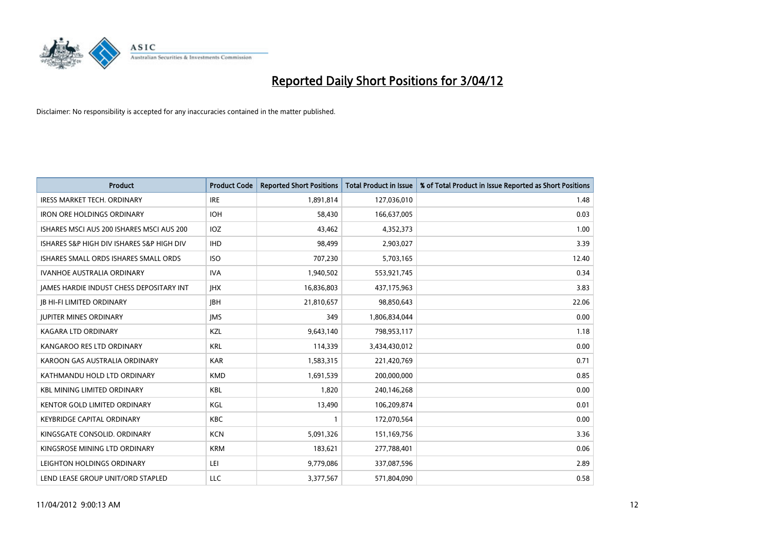# Reported Daily Short Positions for 3/04/12

Disclaimer: No responsibility is accepted for any inaccuracies contained in the matter published.

| Product | Product Code | Reported Short Positions | Total Product in Issue | % of Total Product in Issue Reported as Short Positions |
|---|---|---|---|---|
| IRESS MARKET TECH. ORDINARY | IRE | 1,891,814 | 127,036,010 | 1.48 |
| IRON ORE HOLDINGS ORDINARY | IOH | 58,430 | 166,637,005 | 0.03 |
| ISHARES MSCI AUS 200 ISHARES MSCI AUS 200 | IOZ | 43,462 | 4,352,373 | 1.00 |
| ISHARES S&P HIGH DIV ISHARES S&P HIGH DIV | IHD | 98,499 | 2,903,027 | 3.39 |
| ISHARES SMALL ORDS ISHARES SMALL ORDS | ISO | 707,230 | 5,703,165 | 12.40 |
| IVANHOE AUSTRALIA ORDINARY | IVA | 1,940,502 | 553,921,745 | 0.34 |
| JAMES HARDIE INDUST CHESS DEPOSITARY INT | JHX | 16,836,803 | 437,175,963 | 3.83 |
| JB HI-FI LIMITED ORDINARY | JBH | 21,810,657 | 98,850,643 | 22.06 |
| JUPITER MINES ORDINARY | JMS | 349 | 1,806,834,044 | 0.00 |
| KAGARA LTD ORDINARY | KZL | 9,643,140 | 798,953,117 | 1.18 |
| KANGAROO RES LTD ORDINARY | KRL | 114,339 | 3,434,430,012 | 0.00 |
| KAROON GAS AUSTRALIA ORDINARY | KAR | 1,583,315 | 221,420,769 | 0.71 |
| KATHMANDU HOLD LTD ORDINARY | KMD | 1,691,539 | 200,000,000 | 0.85 |
| KBL MINING LIMITED ORDINARY | KBL | 1,820 | 240,146,268 | 0.00 |
| KENTOR GOLD LIMITED ORDINARY | KGL | 13,490 | 106,209,874 | 0.01 |
| KEYBRIDGE CAPITAL ORDINARY | KBC | 1 | 172,070,564 | 0.00 |
| KINGSGATE CONSOLID. ORDINARY | KCN | 5,091,326 | 151,169,756 | 3.36 |
| KINGSROSE MINING LTD ORDINARY | KRM | 183,621 | 277,788,401 | 0.06 |
| LEIGHTON HOLDINGS ORDINARY | LEI | 9,779,086 | 337,087,596 | 2.89 |
| LEND LEASE GROUP UNIT/ORD STAPLED | LLC | 3,377,567 | 571,804,090 | 0.58 |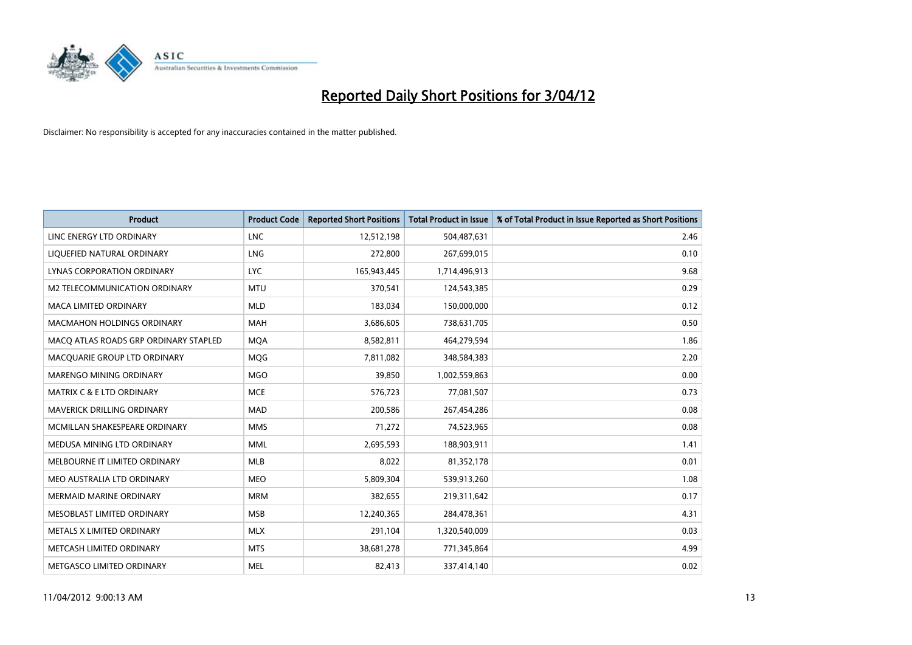# Reported Daily Short Positions for 3/04/12

Disclaimer: No responsibility is accepted for any inaccuracies contained in the matter published.

| Product | Product Code | Reported Short Positions | Total Product in Issue | % of Total Product in Issue Reported as Short Positions |
|---|---|---|---|---|
| LINC ENERGY LTD ORDINARY | LNC | 12,512,198 | 504,487,631 | 2.46 |
| LIQUEFIED NATURAL ORDINARY | LNG | 272,800 | 267,699,015 | 0.10 |
| LYNAS CORPORATION ORDINARY | LYC | 165,943,445 | 1,714,496,913 | 9.68 |
| M2 TELECOMMUNICATION ORDINARY | MTU | 370,541 | 124,543,385 | 0.29 |
| MACA LIMITED ORDINARY | MLD | 183,034 | 150,000,000 | 0.12 |
| MACMAHON HOLDINGS ORDINARY | MAH | 3,686,605 | 738,631,705 | 0.50 |
| MACQ ATLAS ROADS GRP ORDINARY STAPLED | MQA | 8,582,811 | 464,279,594 | 1.86 |
| MACQUARIE GROUP LTD ORDINARY | MQG | 7,811,082 | 348,584,383 | 2.20 |
| MARENGO MINING ORDINARY | MGO | 39,850 | 1,002,559,863 | 0.00 |
| MATRIX C & E LTD ORDINARY | MCE | 576,723 | 77,081,507 | 0.73 |
| MAVERICK DRILLING ORDINARY | MAD | 200,586 | 267,454,286 | 0.08 |
| MCMILLAN SHAKESPEARE ORDINARY | MMS | 71,272 | 74,523,965 | 0.08 |
| MEDUSA MINING LTD ORDINARY | MML | 2,695,593 | 188,903,911 | 1.41 |
| MELBOURNE IT LIMITED ORDINARY | MLB | 8,022 | 81,352,178 | 0.01 |
| MEO AUSTRALIA LTD ORDINARY | MEO | 5,809,304 | 539,913,260 | 1.08 |
| MERMAID MARINE ORDINARY | MRM | 382,655 | 219,311,642 | 0.17 |
| MESOBLAST LIMITED ORDINARY | MSB | 12,240,365 | 284,478,361 | 4.31 |
| METALS X LIMITED ORDINARY | MLX | 291,104 | 1,320,540,009 | 0.03 |
| METCASH LIMITED ORDINARY | MTS | 38,681,278 | 771,345,864 | 4.99 |
| METGASCO LIMITED ORDINARY | MEL | 82,413 | 337,414,140 | 0.02 |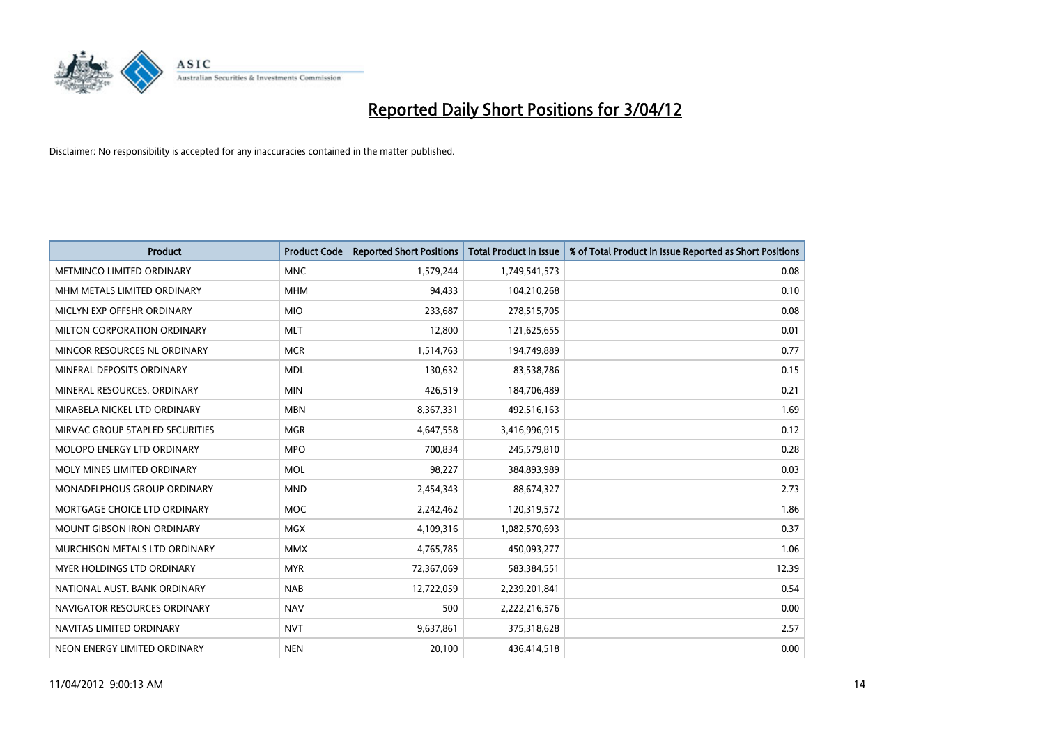# Reported Daily Short Positions for 3/04/12

Disclaimer: No responsibility is accepted for any inaccuracies contained in the matter published.

| Product | Product Code | Reported Short Positions | Total Product in Issue | % of Total Product in Issue Reported as Short Positions |
|---|---|---|---|---|
| METMINCO LIMITED ORDINARY | MNC | 1,579,244 | 1,749,541,573 | 0.08 |
| MHM METALS LIMITED ORDINARY | MHM | 94,433 | 104,210,268 | 0.10 |
| MICLYN EXP OFFSHR ORDINARY | MIO | 233,687 | 278,515,705 | 0.08 |
| MILTON CORPORATION ORDINARY | MLT | 12,800 | 121,625,655 | 0.01 |
| MINCOR RESOURCES NL ORDINARY | MCR | 1,514,763 | 194,749,889 | 0.77 |
| MINERAL DEPOSITS ORDINARY | MDL | 130,632 | 83,538,786 | 0.15 |
| MINERAL RESOURCES. ORDINARY | MIN | 426,519 | 184,706,489 | 0.21 |
| MIRABELA NICKEL LTD ORDINARY | MBN | 8,367,331 | 492,516,163 | 1.69 |
| MIRVAC GROUP STAPLED SECURITIES | MGR | 4,647,558 | 3,416,996,915 | 0.12 |
| MOLOPO ENERGY LTD ORDINARY | MPO | 700,834 | 245,579,810 | 0.28 |
| MOLY MINES LIMITED ORDINARY | MOL | 98,227 | 384,893,989 | 0.03 |
| MONADELPHOUS GROUP ORDINARY | MND | 2,454,343 | 88,674,327 | 2.73 |
| MORTGAGE CHOICE LTD ORDINARY | MOC | 2,242,462 | 120,319,572 | 1.86 |
| MOUNT GIBSON IRON ORDINARY | MGX | 4,109,316 | 1,082,570,693 | 0.37 |
| MURCHISON METALS LTD ORDINARY | MMX | 4,765,785 | 450,093,277 | 1.06 |
| MYER HOLDINGS LTD ORDINARY | MYR | 72,367,069 | 583,384,551 | 12.39 |
| NATIONAL AUST. BANK ORDINARY | NAB | 12,722,059 | 2,239,201,841 | 0.54 |
| NAVIGATOR RESOURCES ORDINARY | NAV | 500 | 2,222,216,576 | 0.00 |
| NAVITAS LIMITED ORDINARY | NVT | 9,637,861 | 375,318,628 | 2.57 |
| NEON ENERGY LIMITED ORDINARY | NEN | 20,100 | 436,414,518 | 0.00 |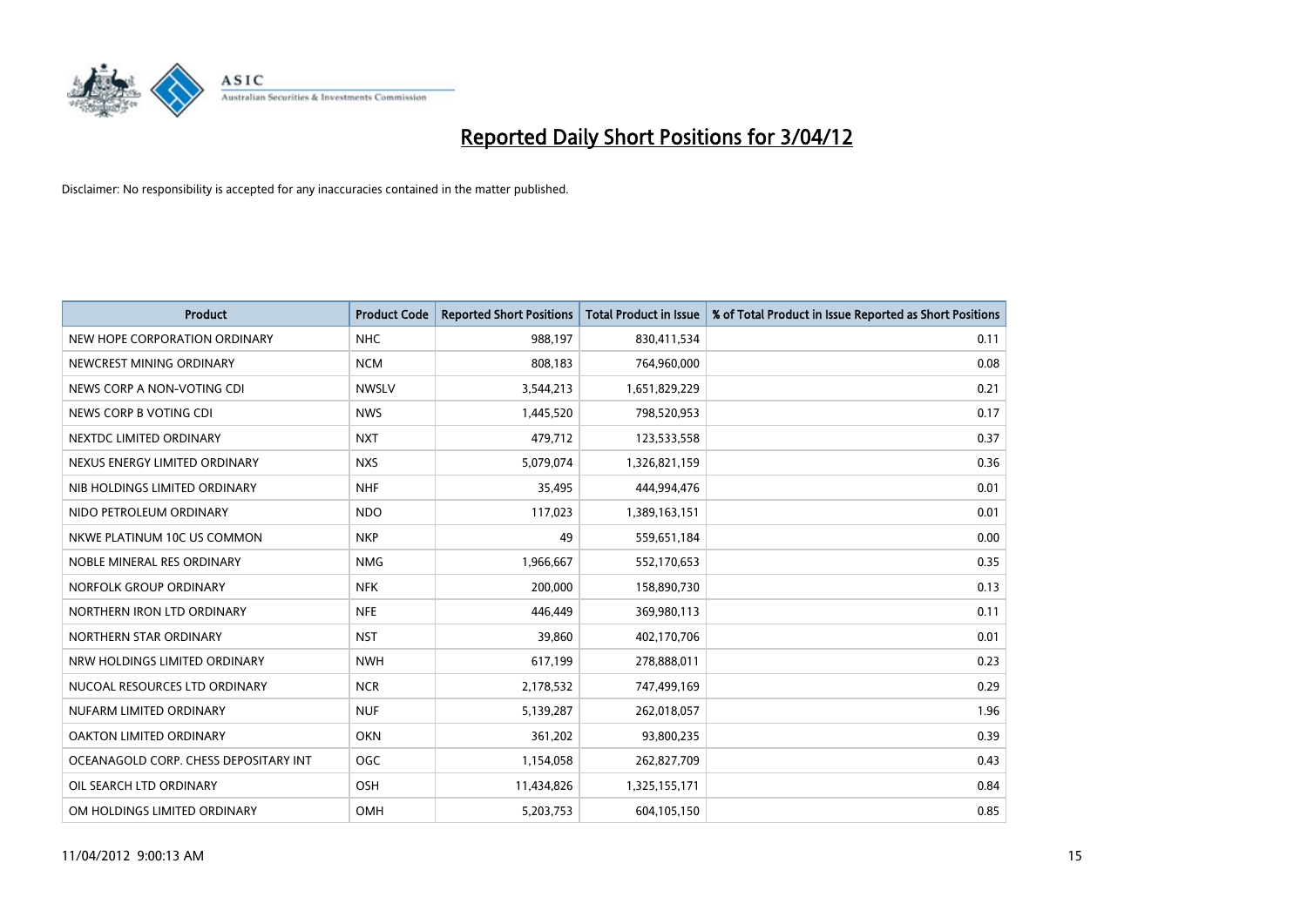# Reported Daily Short Positions for 3/04/12

Disclaimer: No responsibility is accepted for any inaccuracies contained in the matter published.

| Product | Product Code | Reported Short Positions | Total Product in Issue | % of Total Product in Issue Reported as Short Positions |
|---|---|---|---|---|
| NEW HOPE CORPORATION ORDINARY | NHC | 988,197 | 830,411,534 | 0.11 |
| NEWCREST MINING ORDINARY | NCM | 808,183 | 764,960,000 | 0.08 |
| NEWS CORP A NON-VOTING CDI | NWSLV | 3,544,213 | 1,651,829,229 | 0.21 |
| NEWS CORP B VOTING CDI | NWS | 1,445,520 | 798,520,953 | 0.17 |
| NEXTDC LIMITED ORDINARY | NXT | 479,712 | 123,533,558 | 0.37 |
| NEXUS ENERGY LIMITED ORDINARY | NXS | 5,079,074 | 1,326,821,159 | 0.36 |
| NIB HOLDINGS LIMITED ORDINARY | NHF | 35,495 | 444,994,476 | 0.01 |
| NIDO PETROLEUM ORDINARY | NDO | 117,023 | 1,389,163,151 | 0.01 |
| NKWE PLATINUM 10C US COMMON | NKP | 49 | 559,651,184 | 0.00 |
| NOBLE MINERAL RES ORDINARY | NMG | 1,966,667 | 552,170,653 | 0.35 |
| NORFOLK GROUP ORDINARY | NFK | 200,000 | 158,890,730 | 0.13 |
| NORTHERN IRON LTD ORDINARY | NFE | 446,449 | 369,980,113 | 0.11 |
| NORTHERN STAR ORDINARY | NST | 39,860 | 402,170,706 | 0.01 |
| NRW HOLDINGS LIMITED ORDINARY | NWH | 617,199 | 278,888,011 | 0.23 |
| NUCOAL RESOURCES LTD ORDINARY | NCR | 2,178,532 | 747,499,169 | 0.29 |
| NUFARM LIMITED ORDINARY | NUF | 5,139,287 | 262,018,057 | 1.96 |
| OAKTON LIMITED ORDINARY | OKN | 361,202 | 93,800,235 | 0.39 |
| OCEANAGOLD CORP. CHESS DEPOSITARY INT | OGC | 1,154,058 | 262,827,709 | 0.43 |
| OIL SEARCH LTD ORDINARY | OSH | 11,434,826 | 1,325,155,171 | 0.84 |
| OM HOLDINGS LIMITED ORDINARY | OMH | 5,203,753 | 604,105,150 | 0.85 |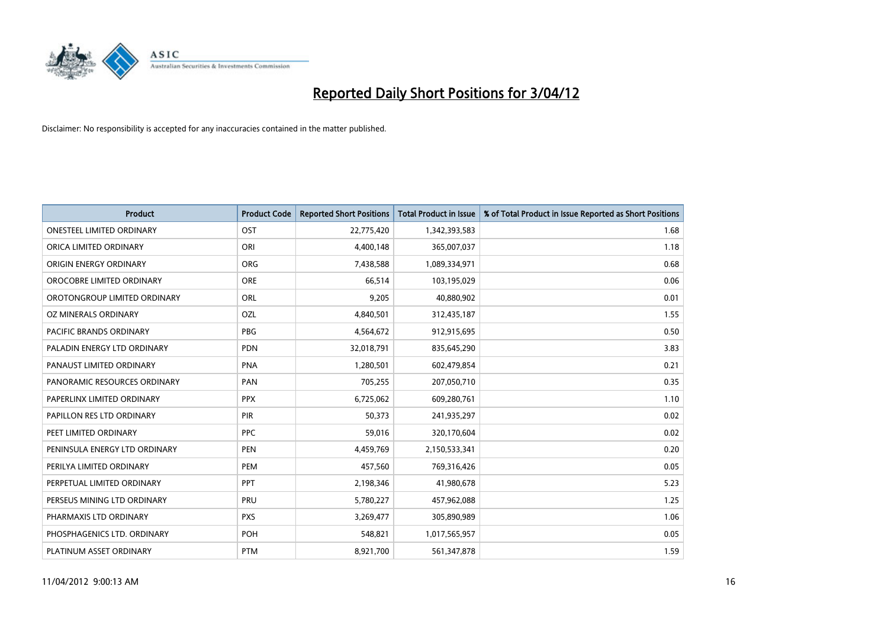# Reported Daily Short Positions for 3/04/12

Disclaimer: No responsibility is accepted for any inaccuracies contained in the matter published.

| Product | Product Code | Reported Short Positions | Total Product in Issue | % of Total Product in Issue Reported as Short Positions |
|---|---|---|---|---|
| ONESTEEL LIMITED ORDINARY | OST | 22,775,420 | 1,342,393,583 | 1.68 |
| ORICA LIMITED ORDINARY | ORI | 4,400,148 | 365,007,037 | 1.18 |
| ORIGIN ENERGY ORDINARY | ORG | 7,438,588 | 1,089,334,971 | 0.68 |
| OROCOBRE LIMITED ORDINARY | ORE | 66,514 | 103,195,029 | 0.06 |
| OROTONGROUP LIMITED ORDINARY | ORL | 9,205 | 40,880,902 | 0.01 |
| OZ MINERALS ORDINARY | OZL | 4,840,501 | 312,435,187 | 1.55 |
| PACIFIC BRANDS ORDINARY | PBG | 4,564,672 | 912,915,695 | 0.50 |
| PALADIN ENERGY LTD ORDINARY | PDN | 32,018,791 | 835,645,290 | 3.83 |
| PANAUST LIMITED ORDINARY | PNA | 1,280,501 | 602,479,854 | 0.21 |
| PANORAMIC RESOURCES ORDINARY | PAN | 705,255 | 207,050,710 | 0.35 |
| PAPERLINX LIMITED ORDINARY | PPX | 6,725,062 | 609,280,761 | 1.10 |
| PAPILLON RES LTD ORDINARY | PIR | 50,373 | 241,935,297 | 0.02 |
| PEET LIMITED ORDINARY | PPC | 59,016 | 320,170,604 | 0.02 |
| PENINSULA ENERGY LTD ORDINARY | PEN | 4,459,769 | 2,150,533,341 | 0.20 |
| PERILYA LIMITED ORDINARY | PEM | 457,560 | 769,316,426 | 0.05 |
| PERPETUAL LIMITED ORDINARY | PPT | 2,198,346 | 41,980,678 | 5.23 |
| PERSEUS MINING LTD ORDINARY | PRU | 5,780,227 | 457,962,088 | 1.25 |
| PHARMAXIS LTD ORDINARY | PXS | 3,269,477 | 305,890,989 | 1.06 |
| PHOSPHAGENICS LTD. ORDINARY | POH | 548,821 | 1,017,565,957 | 0.05 |
| PLATINUM ASSET ORDINARY | PTM | 8,921,700 | 561,347,878 | 1.59 |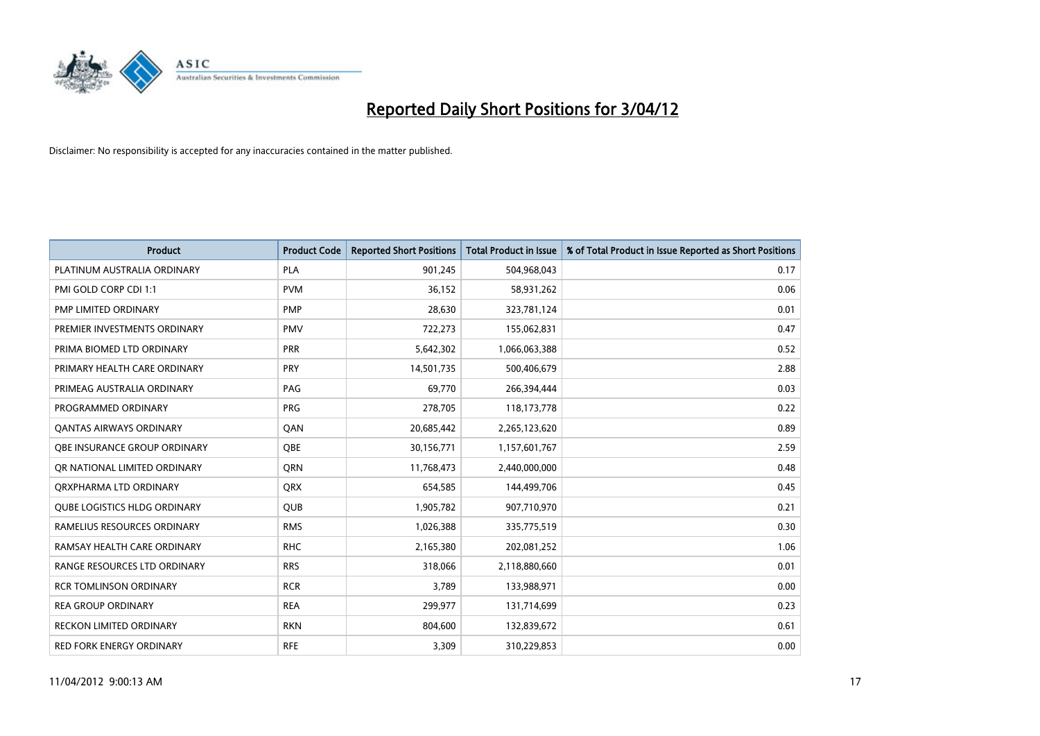# Reported Daily Short Positions for 3/04/12

Disclaimer: No responsibility is accepted for any inaccuracies contained in the matter published.

| Product | Product Code | Reported Short Positions | Total Product in Issue | % of Total Product in Issue Reported as Short Positions |
|---|---|---|---|---|
| PLATINUM AUSTRALIA ORDINARY | PLA | 901,245 | 504,968,043 | 0.17 |
| PMI GOLD CORP CDI 1:1 | PVM | 36,152 | 58,931,262 | 0.06 |
| PMP LIMITED ORDINARY | PMP | 28,630 | 323,781,124 | 0.01 |
| PREMIER INVESTMENTS ORDINARY | PMV | 722,273 | 155,062,831 | 0.47 |
| PRIMA BIOMED LTD ORDINARY | PRR | 5,642,302 | 1,066,063,388 | 0.52 |
| PRIMARY HEALTH CARE ORDINARY | PRY | 14,501,735 | 500,406,679 | 2.88 |
| PRIMEAG AUSTRALIA ORDINARY | PAG | 69,770 | 266,394,444 | 0.03 |
| PROGRAMMED ORDINARY | PRG | 278,705 | 118,173,778 | 0.22 |
| QANTAS AIRWAYS ORDINARY | QAN | 20,685,442 | 2,265,123,620 | 0.89 |
| QBE INSURANCE GROUP ORDINARY | QBE | 30,156,771 | 1,157,601,767 | 2.59 |
| QR NATIONAL LIMITED ORDINARY | QRN | 11,768,473 | 2,440,000,000 | 0.48 |
| QRXPHARMA LTD ORDINARY | QRX | 654,585 | 144,499,706 | 0.45 |
| QUBE LOGISTICS HLDG ORDINARY | QUB | 1,905,782 | 907,710,970 | 0.21 |
| RAMELIUS RESOURCES ORDINARY | RMS | 1,026,388 | 335,775,519 | 0.30 |
| RAMSAY HEALTH CARE ORDINARY | RHC | 2,165,380 | 202,081,252 | 1.06 |
| RANGE RESOURCES LTD ORDINARY | RRS | 318,066 | 2,118,880,660 | 0.01 |
| RCR TOMLINSON ORDINARY | RCR | 3,789 | 133,988,971 | 0.00 |
| REA GROUP ORDINARY | REA | 299,977 | 131,714,699 | 0.23 |
| RECKON LIMITED ORDINARY | RKN | 804,600 | 132,839,672 | 0.61 |
| RED FORK ENERGY ORDINARY | RFE | 3,309 | 310,229,853 | 0.00 |

11/04/2012 9:00:13 AM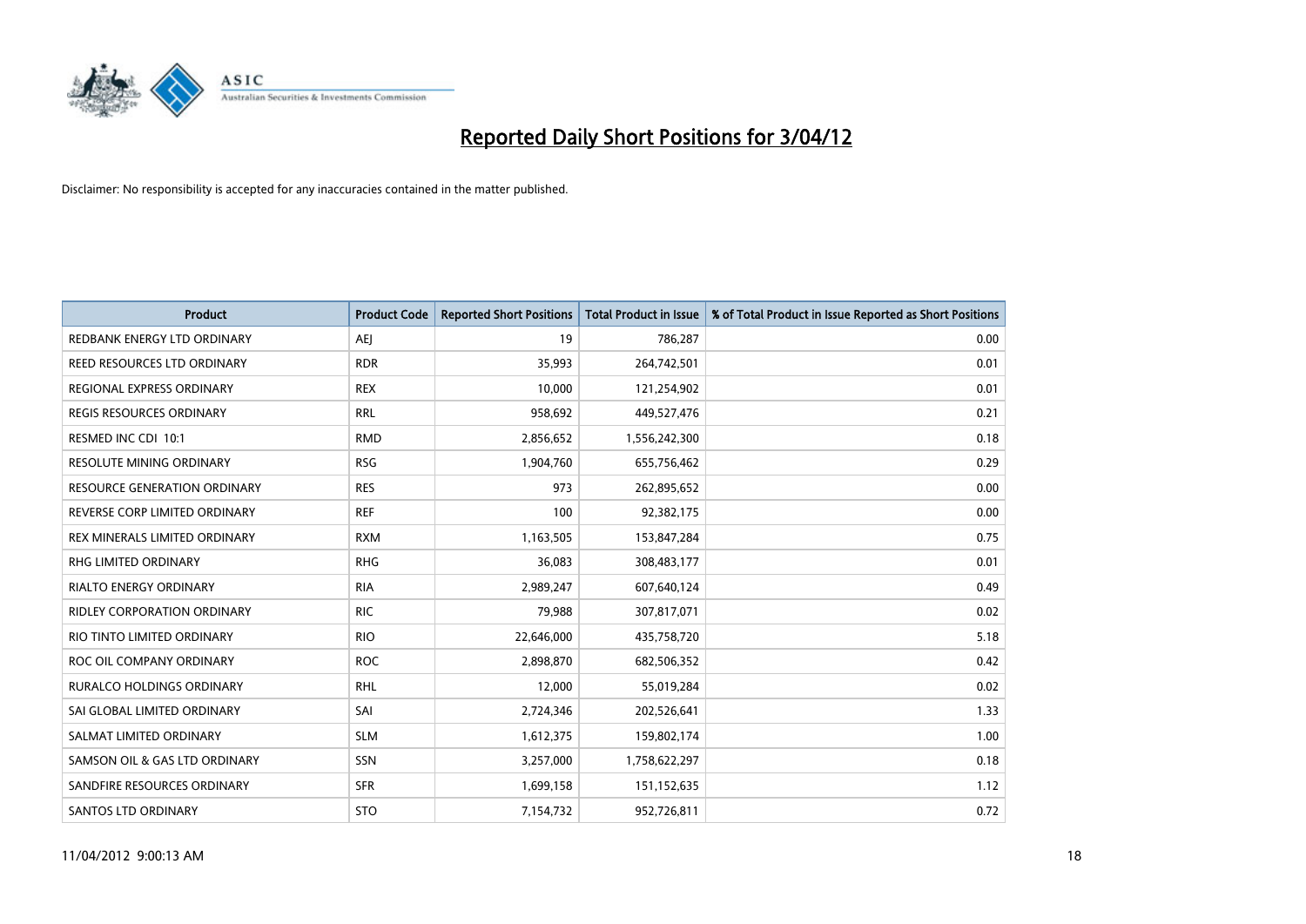# Reported Daily Short Positions for 3/04/12

Disclaimer: No responsibility is accepted for any inaccuracies contained in the matter published.

| Product | Product Code | Reported Short Positions | Total Product in Issue | % of Total Product in Issue Reported as Short Positions |
|---|---|---|---|---|
| REDBANK ENERGY LTD ORDINARY | AEJ | 19 | 786,287 | 0.00 |
| REED RESOURCES LTD ORDINARY | RDR | 35,993 | 264,742,501 | 0.01 |
| REGIONAL EXPRESS ORDINARY | REX | 10,000 | 121,254,902 | 0.01 |
| REGIS RESOURCES ORDINARY | RRL | 958,692 | 449,527,476 | 0.21 |
| RESMED INC CDI 10:1 | RMD | 2,856,652 | 1,556,242,300 | 0.18 |
| RESOLUTE MINING ORDINARY | RSG | 1,904,760 | 655,756,462 | 0.29 |
| RESOURCE GENERATION ORDINARY | RES | 973 | 262,895,652 | 0.00 |
| REVERSE CORP LIMITED ORDINARY | REF | 100 | 92,382,175 | 0.00 |
| REX MINERALS LIMITED ORDINARY | RXM | 1,163,505 | 153,847,284 | 0.75 |
| RHG LIMITED ORDINARY | RHG | 36,083 | 308,483,177 | 0.01 |
| RIALTO ENERGY ORDINARY | RIA | 2,989,247 | 607,640,124 | 0.49 |
| RIDLEY CORPORATION ORDINARY | RIC | 79,988 | 307,817,071 | 0.02 |
| RIO TINTO LIMITED ORDINARY | RIO | 22,646,000 | 435,758,720 | 5.18 |
| ROC OIL COMPANY ORDINARY | ROC | 2,898,870 | 682,506,352 | 0.42 |
| RURALCO HOLDINGS ORDINARY | RHL | 12,000 | 55,019,284 | 0.02 |
| SAI GLOBAL LIMITED ORDINARY | SAI | 2,724,346 | 202,526,641 | 1.33 |
| SALMAT LIMITED ORDINARY | SLM | 1,612,375 | 159,802,174 | 1.00 |
| SAMSON OIL & GAS LTD ORDINARY | SSN | 3,257,000 | 1,758,622,297 | 0.18 |
| SANDFIRE RESOURCES ORDINARY | SFR | 1,699,158 | 151,152,635 | 1.12 |
| SANTOS LTD ORDINARY | STO | 7,154,732 | 952,726,811 | 0.72 |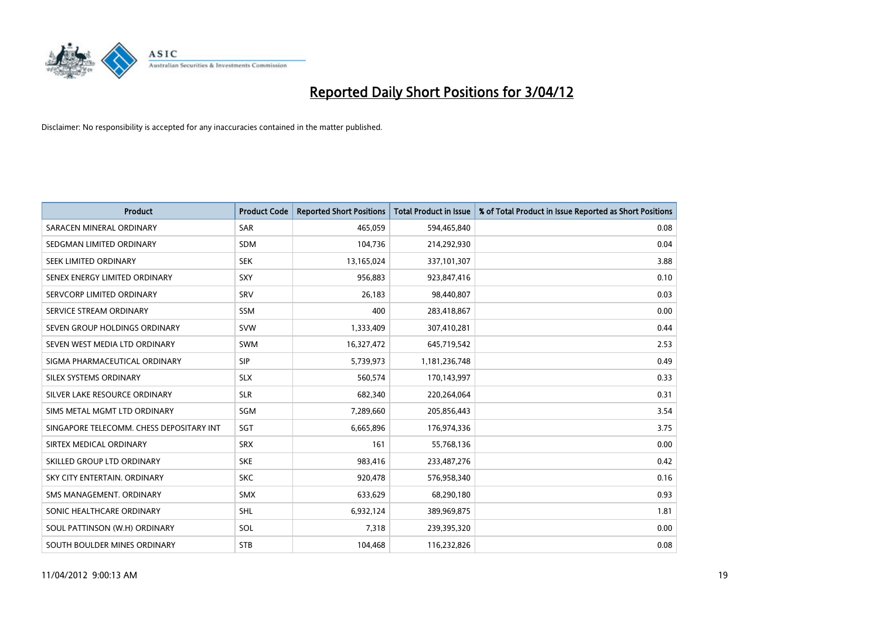# Reported Daily Short Positions for 3/04/12

Disclaimer: No responsibility is accepted for any inaccuracies contained in the matter published.

| Product | Product Code | Reported Short Positions | Total Product in Issue | % of Total Product in Issue Reported as Short Positions |
|---|---|---|---|---|
| SARACEN MINERAL ORDINARY | SAR | 465,059 | 594,465,840 | 0.08 |
| SEDGMAN LIMITED ORDINARY | SDM | 104,736 | 214,292,930 | 0.04 |
| SEEK LIMITED ORDINARY | SEK | 13,165,024 | 337,101,307 | 3.88 |
| SENEX ENERGY LIMITED ORDINARY | SXY | 956,883 | 923,847,416 | 0.10 |
| SERVCORP LIMITED ORDINARY | SRV | 26,183 | 98,440,807 | 0.03 |
| SERVICE STREAM ORDINARY | SSM | 400 | 283,418,867 | 0.00 |
| SEVEN GROUP HOLDINGS ORDINARY | SVW | 1,333,409 | 307,410,281 | 0.44 |
| SEVEN WEST MEDIA LTD ORDINARY | SWM | 16,327,472 | 645,719,542 | 2.53 |
| SIGMA PHARMACEUTICAL ORDINARY | SIP | 5,739,973 | 1,181,236,748 | 0.49 |
| SILEX SYSTEMS ORDINARY | SLX | 560,574 | 170,143,997 | 0.33 |
| SILVER LAKE RESOURCE ORDINARY | SLR | 682,340 | 220,264,064 | 0.31 |
| SIMS METAL MGMT LTD ORDINARY | SGM | 7,289,660 | 205,856,443 | 3.54 |
| SINGAPORE TELECOMM. CHESS DEPOSITARY INT | SGT | 6,665,896 | 176,974,336 | 3.75 |
| SIRTEX MEDICAL ORDINARY | SRX | 161 | 55,768,136 | 0.00 |
| SKILLED GROUP LTD ORDINARY | SKE | 983,416 | 233,487,276 | 0.42 |
| SKY CITY ENTERTAIN. ORDINARY | SKC | 920,478 | 576,958,340 | 0.16 |
| SMS MANAGEMENT. ORDINARY | SMX | 633,629 | 68,290,180 | 0.93 |
| SONIC HEALTHCARE ORDINARY | SHL | 6,932,124 | 389,969,875 | 1.81 |
| SOUL PATTINSON (W.H) ORDINARY | SOL | 7,318 | 239,395,320 | 0.00 |
| SOUTH BOULDER MINES ORDINARY | STB | 104,468 | 116,232,826 | 0.08 |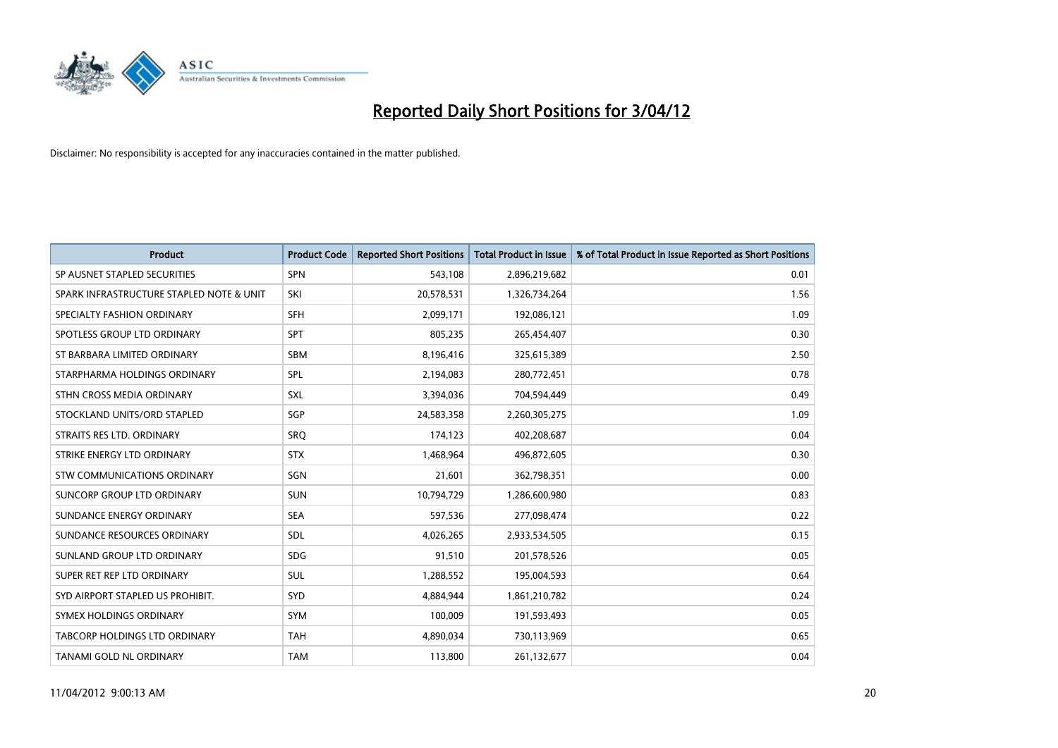# Reported Daily Short Positions for 3/04/12

Disclaimer: No responsibility is accepted for any inaccuracies contained in the matter published.

| Product | Product Code | Reported Short Positions | Total Product in Issue | % of Total Product in Issue Reported as Short Positions |
|---|---|---|---|---|
| SP AUSNET STAPLED SECURITIES | SPN | 543,108 | 2,896,219,682 | 0.01 |
| SPARK INFRASTRUCTURE STAPLED NOTE & UNIT | SKI | 20,578,531 | 1,326,734,264 | 1.56 |
| SPECIALTY FASHION ORDINARY | SFH | 2,099,171 | 192,086,121 | 1.09 |
| SPOTLESS GROUP LTD ORDINARY | SPT | 805,235 | 265,454,407 | 0.30 |
| ST BARBARA LIMITED ORDINARY | SBM | 8,196,416 | 325,615,389 | 2.50 |
| STARPHARMA HOLDINGS ORDINARY | SPL | 2,194,083 | 280,772,451 | 0.78 |
| STHN CROSS MEDIA ORDINARY | SXL | 3,394,036 | 704,594,449 | 0.49 |
| STOCKLAND UNITS/ORD STAPLED | SGP | 24,583,358 | 2,260,305,275 | 1.09 |
| STRAITS RES LTD. ORDINARY | SRQ | 174,123 | 402,208,687 | 0.04 |
| STRIKE ENERGY LTD ORDINARY | STX | 1,468,964 | 496,872,605 | 0.30 |
| STW COMMUNICATIONS ORDINARY | SGN | 21,601 | 362,798,351 | 0.00 |
| SUNCORP GROUP LTD ORDINARY | SUN | 10,794,729 | 1,286,600,980 | 0.83 |
| SUNDANCE ENERGY ORDINARY | SEA | 597,536 | 277,098,474 | 0.22 |
| SUNDANCE RESOURCES ORDINARY | SDL | 4,026,265 | 2,933,534,505 | 0.15 |
| SUNLAND GROUP LTD ORDINARY | SDG | 91,510 | 201,578,526 | 0.05 |
| SUPER RET REP LTD ORDINARY | SUL | 1,288,552 | 195,004,593 | 0.64 |
| SYD AIRPORT STAPLED US PROHIBIT. | SYD | 4,884,944 | 1,861,210,782 | 0.24 |
| SYMEX HOLDINGS ORDINARY | SYM | 100,009 | 191,593,493 | 0.05 |
| TABCORP HOLDINGS LTD ORDINARY | TAH | 4,890,034 | 730,113,969 | 0.65 |
| TANAMI GOLD NL ORDINARY | TAM | 113,800 | 261,132,677 | 0.04 |

11/04/2012 9:00:13 AM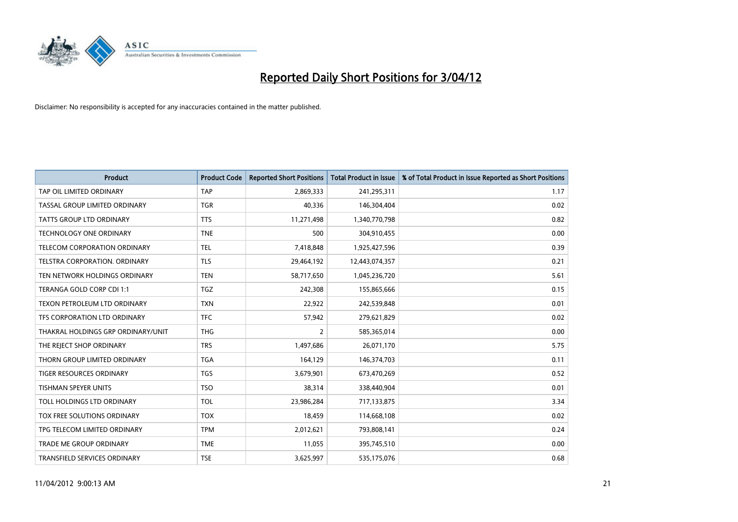# Reported Daily Short Positions for 3/04/12

Disclaimer: No responsibility is accepted for any inaccuracies contained in the matter published.

| Product | Product Code | Reported Short Positions | Total Product in Issue | % of Total Product in Issue Reported as Short Positions |
|---|---|---|---|---|
| TAP OIL LIMITED ORDINARY | TAP | 2,869,333 | 241,295,311 | 1.17 |
| TASSAL GROUP LIMITED ORDINARY | TGR | 40,336 | 146,304,404 | 0.02 |
| TATTS GROUP LTD ORDINARY | TTS | 11,271,498 | 1,340,770,798 | 0.82 |
| TECHNOLOGY ONE ORDINARY | TNE | 500 | 304,910,455 | 0.00 |
| TELECOM CORPORATION ORDINARY | TEL | 7,418,848 | 1,925,427,596 | 0.39 |
| TELSTRA CORPORATION. ORDINARY | TLS | 29,464,192 | 12,443,074,357 | 0.21 |
| TEN NETWORK HOLDINGS ORDINARY | TEN | 58,717,650 | 1,045,236,720 | 5.61 |
| TERANGA GOLD CORP CDI 1:1 | TGZ | 242,308 | 155,865,666 | 0.15 |
| TEXON PETROLEUM LTD ORDINARY | TXN | 22,922 | 242,539,848 | 0.01 |
| TFS CORPORATION LTD ORDINARY | TFC | 57,942 | 279,621,829 | 0.02 |
| THAKRAL HOLDINGS GRP ORDINARY/UNIT | THG | 2 | 585,365,014 | 0.00 |
| THE REJECT SHOP ORDINARY | TRS | 1,497,686 | 26,071,170 | 5.75 |
| THORN GROUP LIMITED ORDINARY | TGA | 164,129 | 146,374,703 | 0.11 |
| TIGER RESOURCES ORDINARY | TGS | 3,679,901 | 673,470,269 | 0.52 |
| TISHMAN SPEYER UNITS | TSO | 38,314 | 338,440,904 | 0.01 |
| TOLL HOLDINGS LTD ORDINARY | TOL | 23,986,284 | 717,133,875 | 3.34 |
| TOX FREE SOLUTIONS ORDINARY | TOX | 18,459 | 114,668,108 | 0.02 |
| TPG TELECOM LIMITED ORDINARY | TPM | 2,012,621 | 793,808,141 | 0.24 |
| TRADE ME GROUP ORDINARY | TME | 11,055 | 395,745,510 | 0.00 |
| TRANSFIELD SERVICES ORDINARY | TSE | 3,625,997 | 535,175,076 | 0.68 |

11/04/2012 9:00:13 AM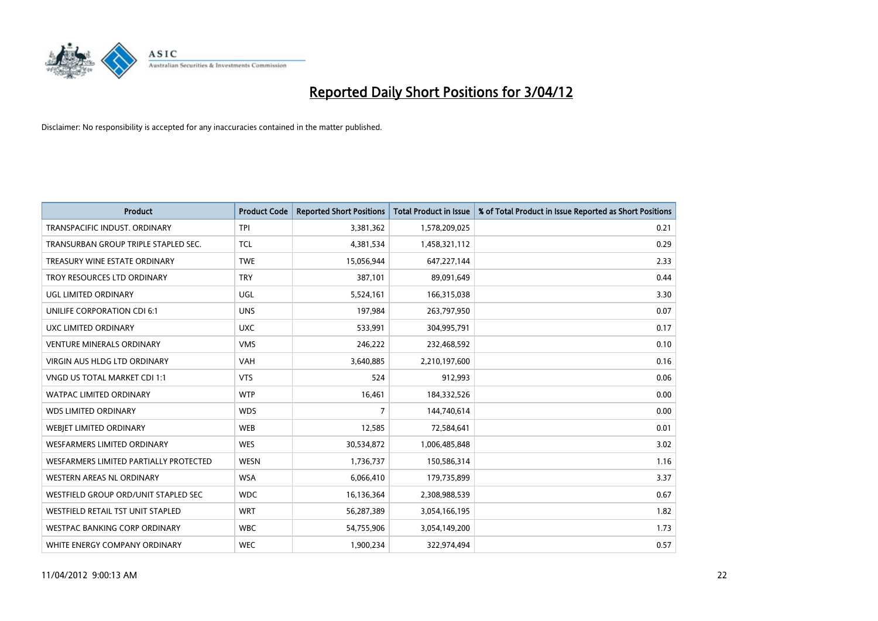# Reported Daily Short Positions for 3/04/12

Disclaimer: No responsibility is accepted for any inaccuracies contained in the matter published.

| Product | Product Code | Reported Short Positions | Total Product in Issue | % of Total Product in Issue Reported as Short Positions |
|---|---|---|---|---|
| TRANSPACIFIC INDUST. ORDINARY | TPI | 3,381,362 | 1,578,209,025 | 0.21 |
| TRANSURBAN GROUP TRIPLE STAPLED SEC. | TCL | 4,381,534 | 1,458,321,112 | 0.29 |
| TREASURY WINE ESTATE ORDINARY | TWE | 15,056,944 | 647,227,144 | 2.33 |
| TROY RESOURCES LTD ORDINARY | TRY | 387,101 | 89,091,649 | 0.44 |
| UGL LIMITED ORDINARY | UGL | 5,524,161 | 166,315,038 | 3.30 |
| UNILIFE CORPORATION CDI 6:1 | UNS | 197,984 | 263,797,950 | 0.07 |
| UXC LIMITED ORDINARY | UXC | 533,991 | 304,995,791 | 0.17 |
| VENTURE MINERALS ORDINARY | VMS | 246,222 | 232,468,592 | 0.10 |
| VIRGIN AUS HLDG LTD ORDINARY | VAH | 3,640,885 | 2,210,197,600 | 0.16 |
| VNGD US TOTAL MARKET CDI 1:1 | VTS | 524 | 912,993 | 0.06 |
| WATPAC LIMITED ORDINARY | WTP | 16,461 | 184,332,526 | 0.00 |
| WDS LIMITED ORDINARY | WDS | 7 | 144,740,614 | 0.00 |
| WEBJET LIMITED ORDINARY | WEB | 12,585 | 72,584,641 | 0.01 |
| WESFARMERS LIMITED ORDINARY | WES | 30,534,872 | 1,006,485,848 | 3.02 |
| WESFARMERS LIMITED PARTIALLY PROTECTED | WESN | 1,736,737 | 150,586,314 | 1.16 |
| WESTERN AREAS NL ORDINARY | WSA | 6,066,410 | 179,735,899 | 3.37 |
| WESTFIELD GROUP ORD/UNIT STAPLED SEC | WDC | 16,136,364 | 2,308,988,539 | 0.67 |
| WESTFIELD RETAIL TST UNIT STAPLED | WRT | 56,287,389 | 3,054,166,195 | 1.82 |
| WESTPAC BANKING CORP ORDINARY | WBC | 54,755,906 | 3,054,149,200 | 1.73 |
| WHITE ENERGY COMPANY ORDINARY | WEC | 1,900,234 | 322,974,494 | 0.57 |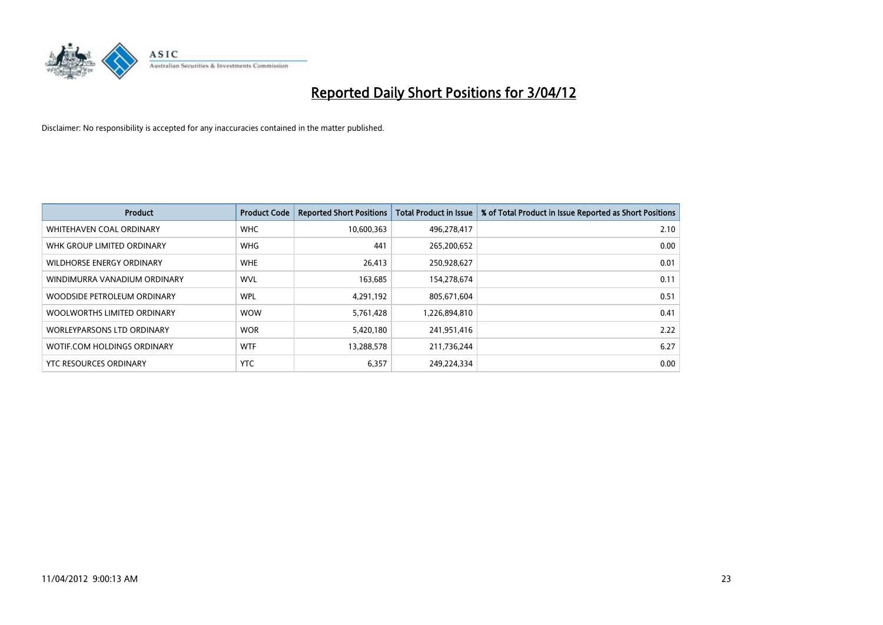# Reported Daily Short Positions for 3/04/12

Disclaimer: No responsibility is accepted for any inaccuracies contained in the matter published.

| Product | Product Code | Reported Short Positions | Total Product in Issue | % of Total Product in Issue Reported as Short Positions |
|---|---|---|---|---|
| WHITEHAVEN COAL ORDINARY | WHC | 10,600,363 | 496,278,417 | 2.10 |
| WHK GROUP LIMITED ORDINARY | WHG | 441 | 265,200,652 | 0.00 |
| WILDHORSE ENERGY ORDINARY | WHE | 26,413 | 250,928,627 | 0.01 |
| WINDIMURRA VANADIUM ORDINARY | WVL | 163,685 | 154,278,674 | 0.11 |
| WOODSIDE PETROLEUM ORDINARY | WPL | 4,291,192 | 805,671,604 | 0.51 |
| WOOLWORTHS LIMITED ORDINARY | WOW | 5,761,428 | 1,226,894,810 | 0.41 |
| WORLEYPARSONS LTD ORDINARY | WOR | 5,420,180 | 241,951,416 | 2.22 |
| WOTIF.COM HOLDINGS ORDINARY | WTF | 13,288,578 | 211,736,244 | 6.27 |
| YTC RESOURCES ORDINARY | YTC | 6,357 | 249,224,334 | 0.00 |

11/04/2012 9:00:13 AM